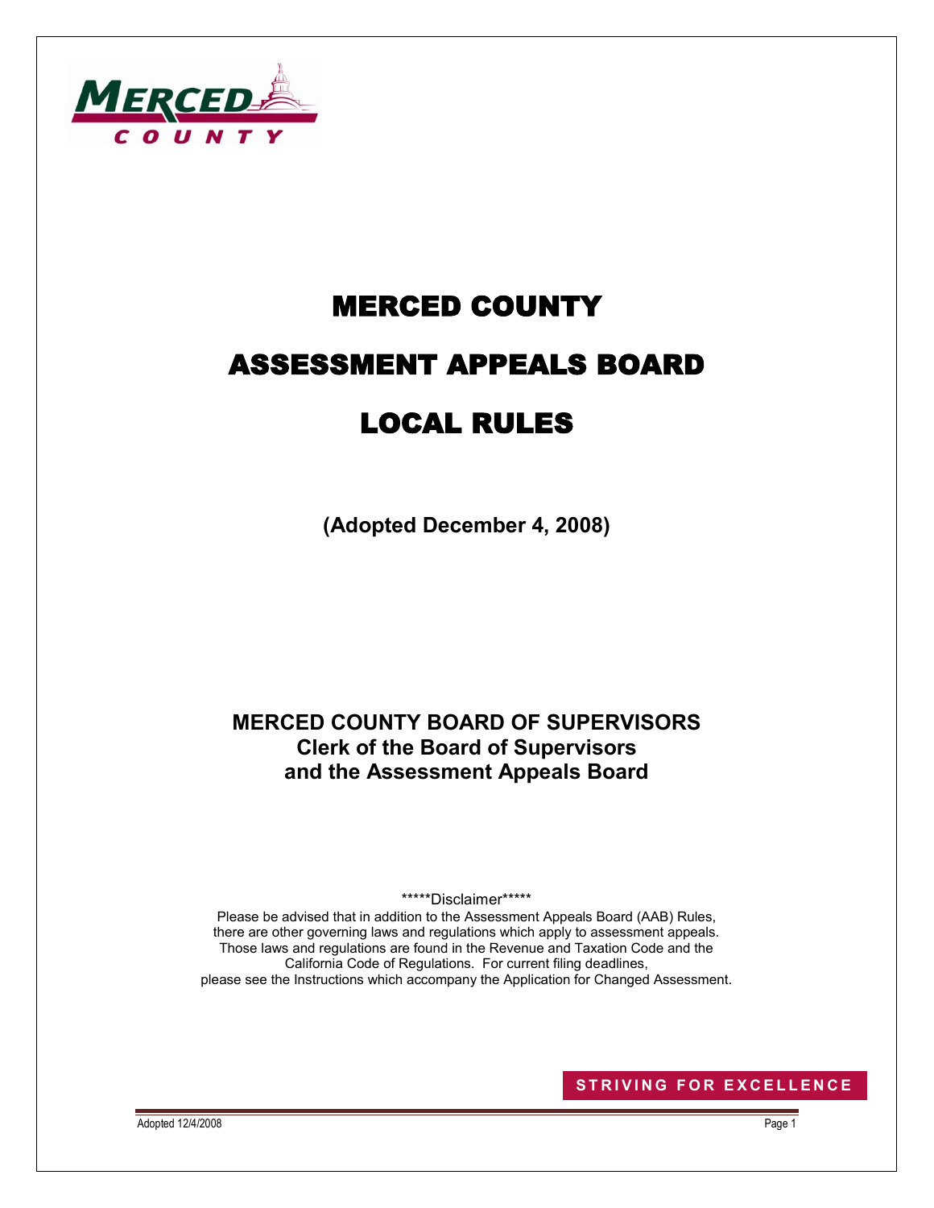# MERCED COUNTY

# ASSESSMENT APPEALS BOARD

# LOCAL RULES

**(Adopted December 4, 2008)**

**MERCED COUNTY BOARD OF SUPERVISORS**
**Clerk of the Board of Supervisors**
**and the Assessment Appeals Board**

*****Disclaimer*****

Please be advised that in addition to the Assessment Appeals Board (AAB) Rules, there are other governing laws and regulations which apply to assessment appeals. Those laws and regulations are found in the Revenue and Taxation Code and the California Code of Regulations. For current filing deadlines, please see the Instructions which accompany the Application for Changed Assessment.

STRIVING FOR EXCELLENCE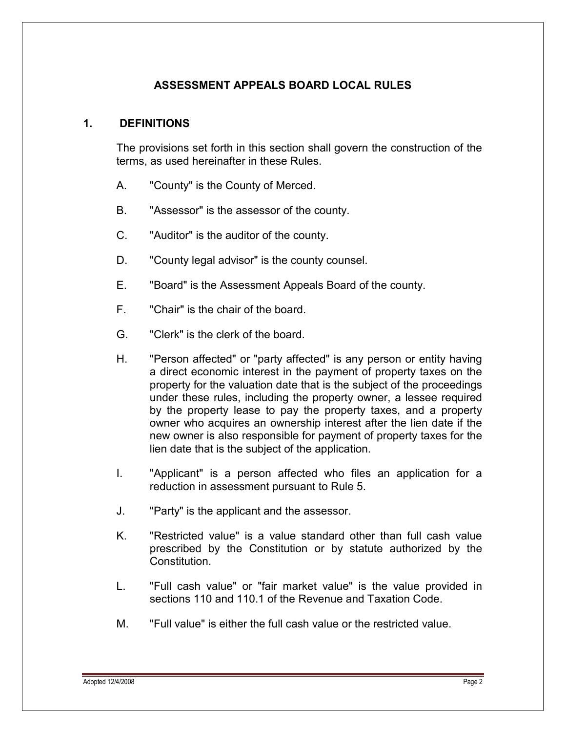# ASSESSMENT APPEALS BOARD LOCAL RULES

## 1. DEFINITIONS

The provisions set forth in this section shall govern the construction of the terms, as used hereinafter in these Rules.

A. "County" is the County of Merced.

B. "Assessor" is the assessor of the county.

C. "Auditor" is the auditor of the county.

D. "County legal advisor" is the county counsel.

E. "Board" is the Assessment Appeals Board of the county.

F. "Chair" is the chair of the board.

G. "Clerk" is the clerk of the board.

H. "Person affected" or "party affected" is any person or entity having a direct economic interest in the payment of property taxes on the property for the valuation date that is the subject of the proceedings under these rules, including the property owner, a lessee required by the property lease to pay the property taxes, and a property owner who acquires an ownership interest after the lien date if the new owner is also responsible for payment of property taxes for the lien date that is the subject of the application.

I. "Applicant" is a person affected who files an application for a reduction in assessment pursuant to Rule 5.

J. "Party" is the applicant and the assessor.

K. "Restricted value" is a value standard other than full cash value prescribed by the Constitution or by statute authorized by the Constitution.

L. "Full cash value" or "fair market value" is the value provided in sections 110 and 110.1 of the Revenue and Taxation Code.

M. "Full value" is either the full cash value or the restricted value.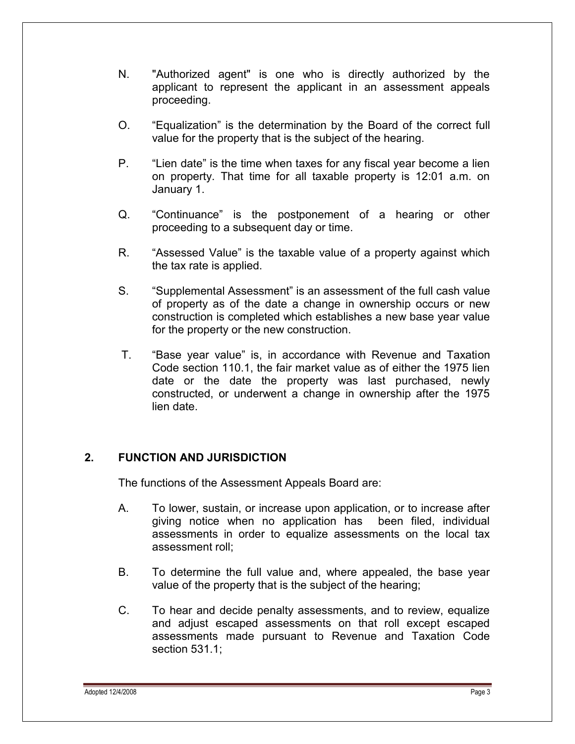N. "Authorized agent" is one who is directly authorized by the applicant to represent the applicant in an assessment appeals proceeding.

O. "Equalization" is the determination by the Board of the correct full value for the property that is the subject of the hearing.

P. "Lien date" is the time when taxes for any fiscal year become a lien on property. That time for all taxable property is 12:01 a.m. on January 1.

Q. "Continuance" is the postponement of a hearing or other proceeding to a subsequent day or time.

R. "Assessed Value" is the taxable value of a property against which the tax rate is applied.

S. "Supplemental Assessment" is an assessment of the full cash value of property as of the date a change in ownership occurs or new construction is completed which establishes a new base year value for the property or the new construction.

T. "Base year value" is, in accordance with Revenue and Taxation Code section 110.1, the fair market value as of either the 1975 lien date or the date the property was last purchased, newly constructed, or underwent a change in ownership after the 1975 lien date.

## 2. FUNCTION AND JURISDICTION

The functions of the Assessment Appeals Board are:

A. To lower, sustain, or increase upon application, or to increase after giving notice when no application has been filed, individual assessments in order to equalize assessments on the local tax assessment roll;

B. To determine the full value and, where appealed, the base year value of the property that is the subject of the hearing;

C. To hear and decide penalty assessments, and to review, equalize and adjust escaped assessments on that roll except escaped assessments made pursuant to Revenue and Taxation Code section 531.1;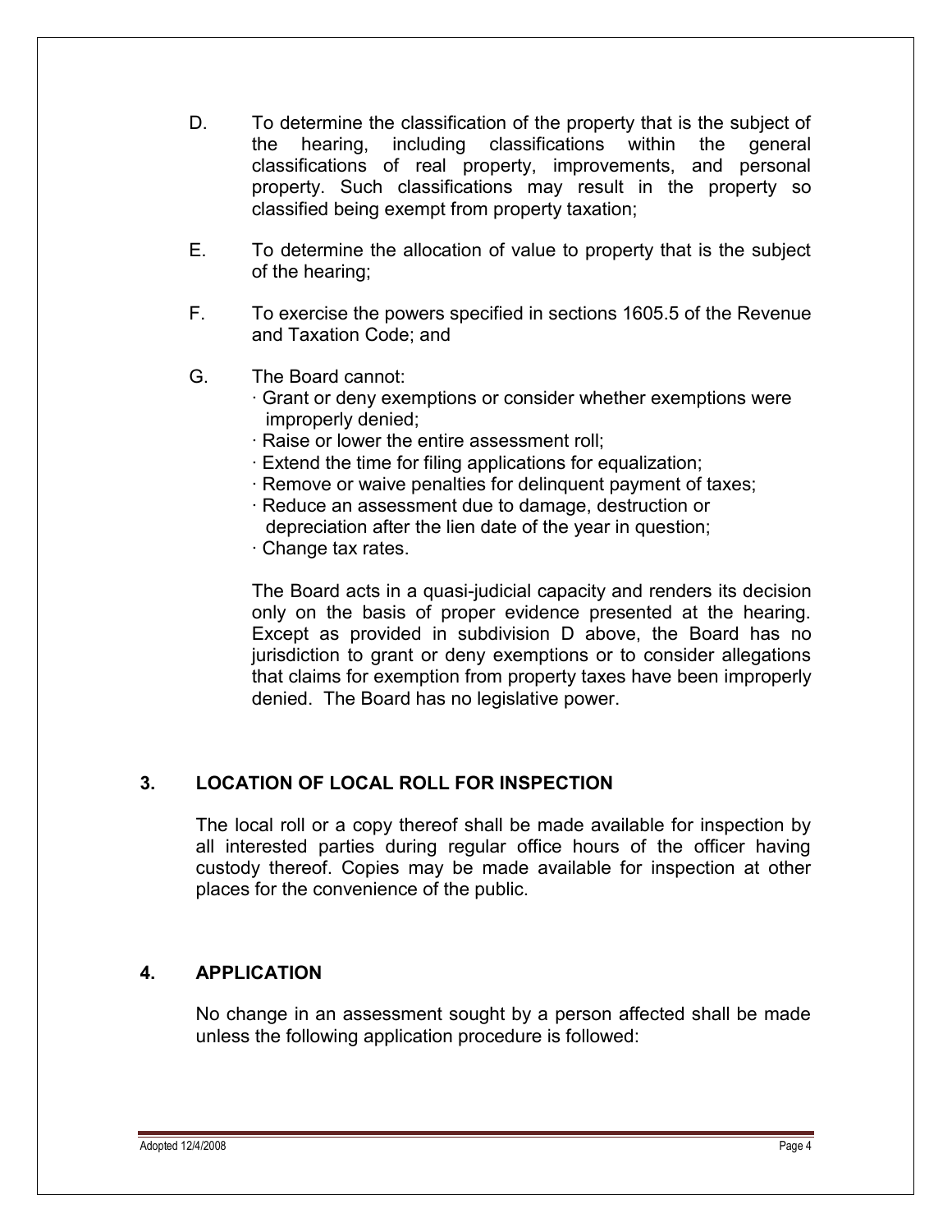D. To determine the classification of the property that is the subject of the hearing, including classifications within the general classifications of real property, improvements, and personal property. Such classifications may result in the property so classified being exempt from property taxation;

E. To determine the allocation of value to property that is the subject of the hearing;

F. To exercise the powers specified in sections 1605.5 of the Revenue and Taxation Code; and

G. The Board cannot:
   - Grant or deny exemptions or consider whether exemptions were improperly denied;
   - Raise or lower the entire assessment roll;
   - Extend the time for filing applications for equalization;
   - Remove or waive penalties for delinquent payment of taxes;
   - Reduce an assessment due to damage, destruction or depreciation after the lien date of the year in question;
   - Change tax rates.

   The Board acts in a quasi-judicial capacity and renders its decision only on the basis of proper evidence presented at the hearing. Except as provided in subdivision D above, the Board has no jurisdiction to grant or deny exemptions or to consider allegations that claims for exemption from property taxes have been improperly denied. The Board has no legislative power.

## 3. LOCATION OF LOCAL ROLL FOR INSPECTION

The local roll or a copy thereof shall be made available for inspection by all interested parties during regular office hours of the officer having custody thereof. Copies may be made available for inspection at other places for the convenience of the public.

## 4. APPLICATION

No change in an assessment sought by a person affected shall be made unless the following application procedure is followed: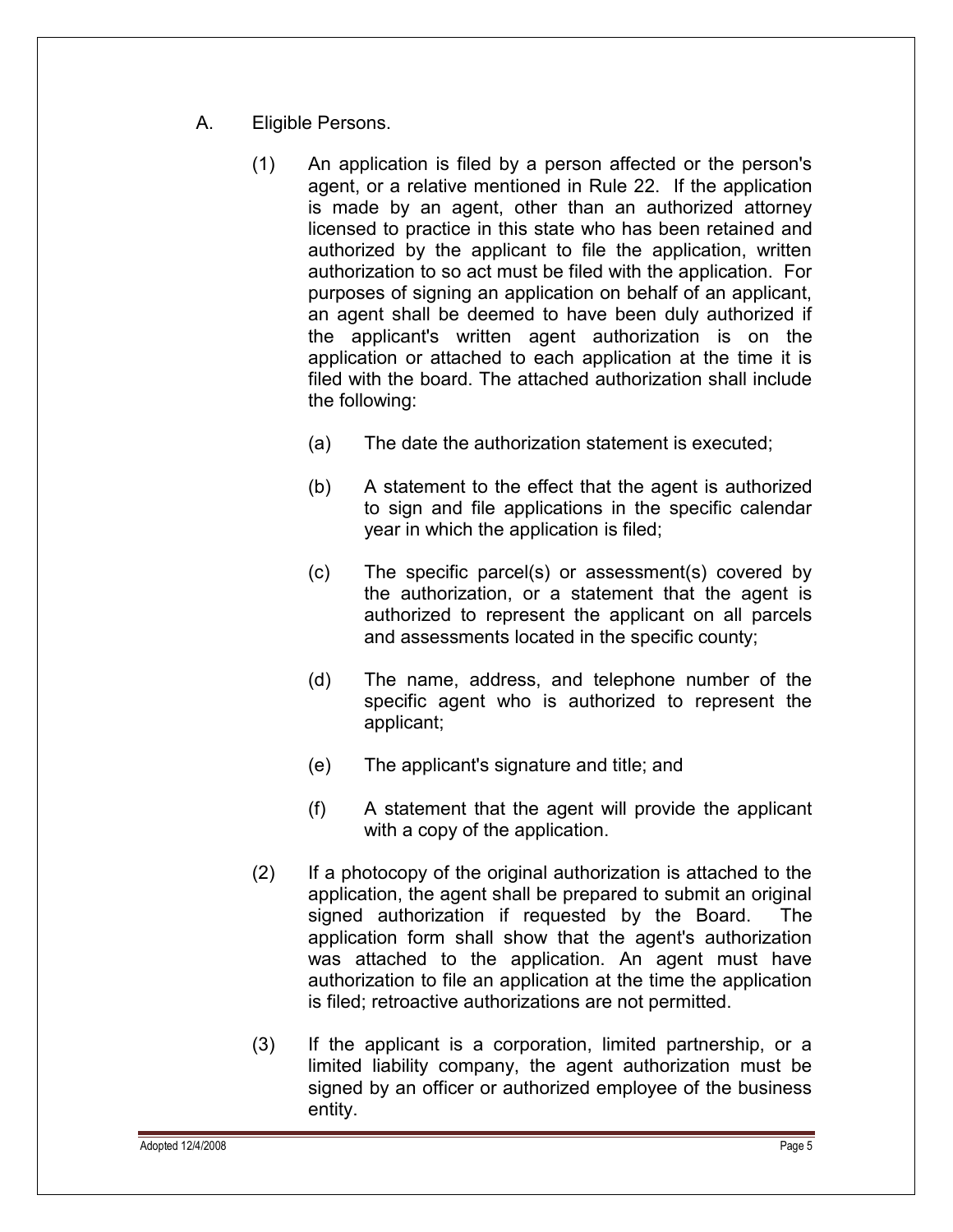A. Eligible Persons.

(1) An application is filed by a person affected or the person's agent, or a relative mentioned in Rule 22. If the application is made by an agent, other than an authorized attorney licensed to practice in this state who has been retained and authorized by the applicant to file the application, written authorization to so act must be filed with the application. For purposes of signing an application on behalf of an applicant, an agent shall be deemed to have been duly authorized if the applicant's written agent authorization is on the application or attached to each application at the time it is filed with the board. The attached authorization shall include the following:

(a) The date the authorization statement is executed;

(b) A statement to the effect that the agent is authorized to sign and file applications in the specific calendar year in which the application is filed;

(c) The specific parcel(s) or assessment(s) covered by the authorization, or a statement that the agent is authorized to represent the applicant on all parcels and assessments located in the specific county;

(d) The name, address, and telephone number of the specific agent who is authorized to represent the applicant;

(e) The applicant's signature and title; and

(f) A statement that the agent will provide the applicant with a copy of the application.

(2) If a photocopy of the original authorization is attached to the application, the agent shall be prepared to submit an original signed authorization if requested by the Board. The application form shall show that the agent's authorization was attached to the application. An agent must have authorization to file an application at the time the application is filed; retroactive authorizations are not permitted.

(3) If the applicant is a corporation, limited partnership, or a limited liability company, the agent authorization must be signed by an officer or authorized employee of the business entity.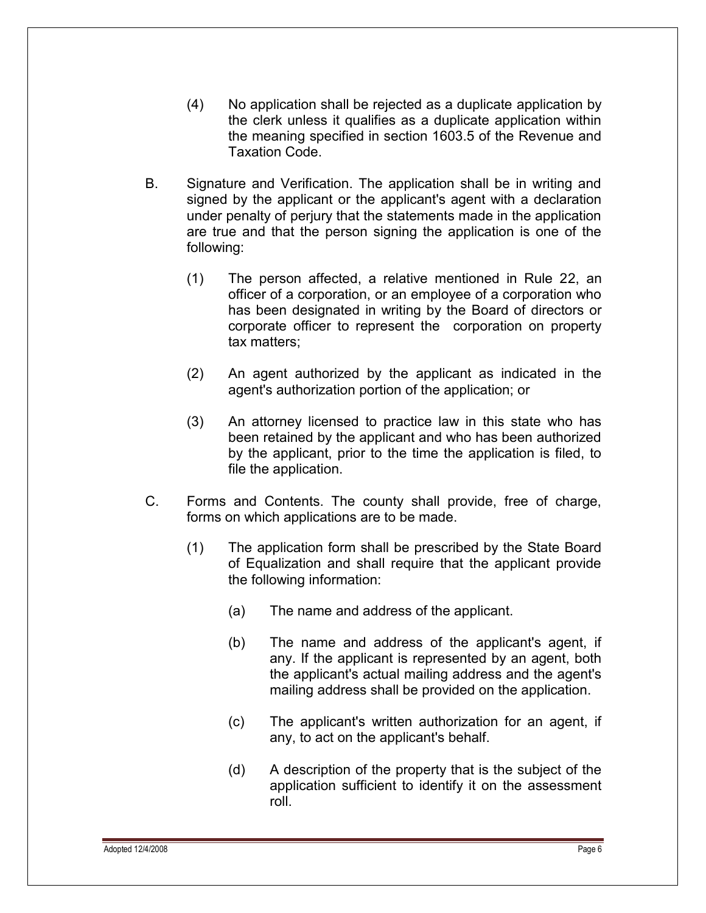(4) No application shall be rejected as a duplicate application by the clerk unless it qualifies as a duplicate application within the meaning specified in section 1603.5 of the Revenue and Taxation Code.

B. Signature and Verification. The application shall be in writing and signed by the applicant or the applicant's agent with a declaration under penalty of perjury that the statements made in the application are true and that the person signing the application is one of the following:

(1) The person affected, a relative mentioned in Rule 22, an officer of a corporation, or an employee of a corporation who has been designated in writing by the Board of directors or corporate officer to represent the corporation on property tax matters;

(2) An agent authorized by the applicant as indicated in the agent's authorization portion of the application; or

(3) An attorney licensed to practice law in this state who has been retained by the applicant and who has been authorized by the applicant, prior to the time the application is filed, to file the application.

C. Forms and Contents. The county shall provide, free of charge, forms on which applications are to be made.

(1) The application form shall be prescribed by the State Board of Equalization and shall require that the applicant provide the following information:

(a) The name and address of the applicant.

(b) The name and address of the applicant's agent, if any. If the applicant is represented by an agent, both the applicant's actual mailing address and the agent's mailing address shall be provided on the application.

(c) The applicant's written authorization for an agent, if any, to act on the applicant's behalf.

(d) A description of the property that is the subject of the application sufficient to identify it on the assessment roll.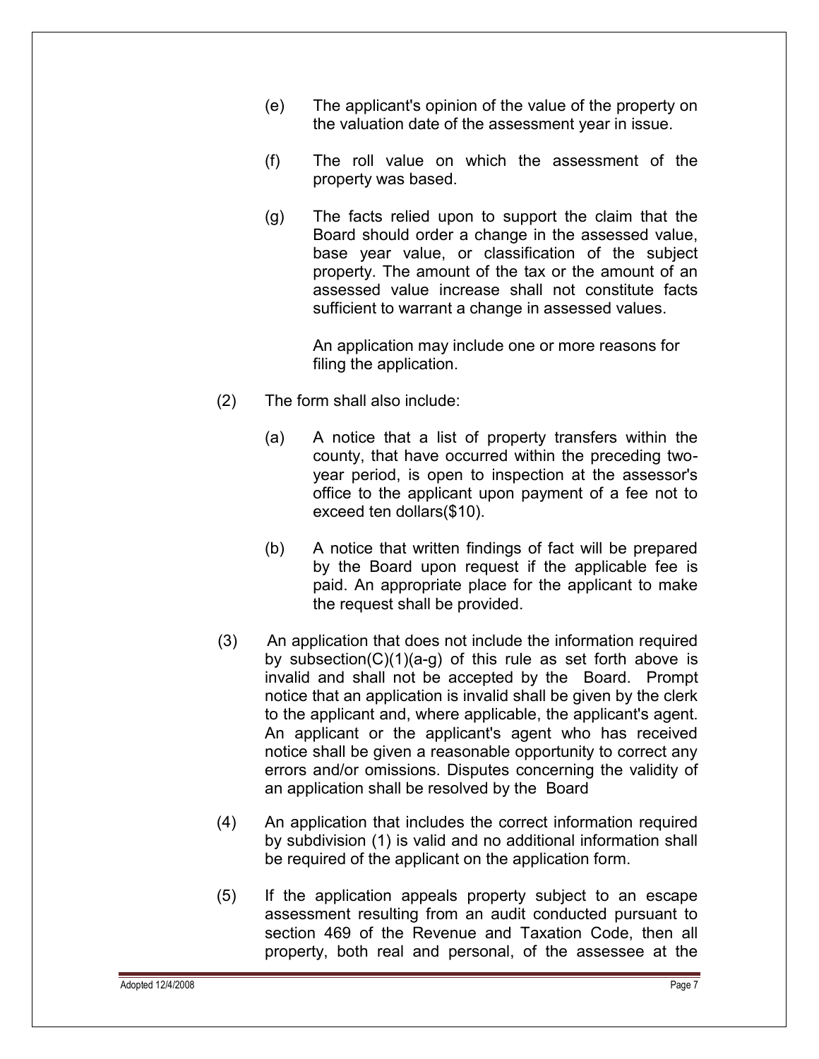(e) The applicant's opinion of the value of the property on the valuation date of the assessment year in issue.

(f) The roll value on which the assessment of the property was based.

(g) The facts relied upon to support the claim that the Board should order a change in the assessed value, base year value, or classification of the subject property. The amount of the tax or the amount of an assessed value increase shall not constitute facts sufficient to warrant a change in assessed values.

An application may include one or more reasons for filing the application.

(2) The form shall also include:

(a) A notice that a list of property transfers within the county, that have occurred within the preceding two-year period, is open to inspection at the assessor's office to the applicant upon payment of a fee not to exceed ten dollars($10).

(b) A notice that written findings of fact will be prepared by the Board upon request if the applicable fee is paid. An appropriate place for the applicant to make the request shall be provided.

(3) An application that does not include the information required by subsection(C)(1)(a-g) of this rule as set forth above is invalid and shall not be accepted by the Board. Prompt notice that an application is invalid shall be given by the clerk to the applicant and, where applicable, the applicant's agent. An applicant or the applicant's agent who has received notice shall be given a reasonable opportunity to correct any errors and/or omissions. Disputes concerning the validity of an application shall be resolved by the Board

(4) An application that includes the correct information required by subdivision (1) is valid and no additional information shall be required of the applicant on the application form.

(5) If the application appeals property subject to an escape assessment resulting from an audit conducted pursuant to section 469 of the Revenue and Taxation Code, then all property, both real and personal, of the assessee at the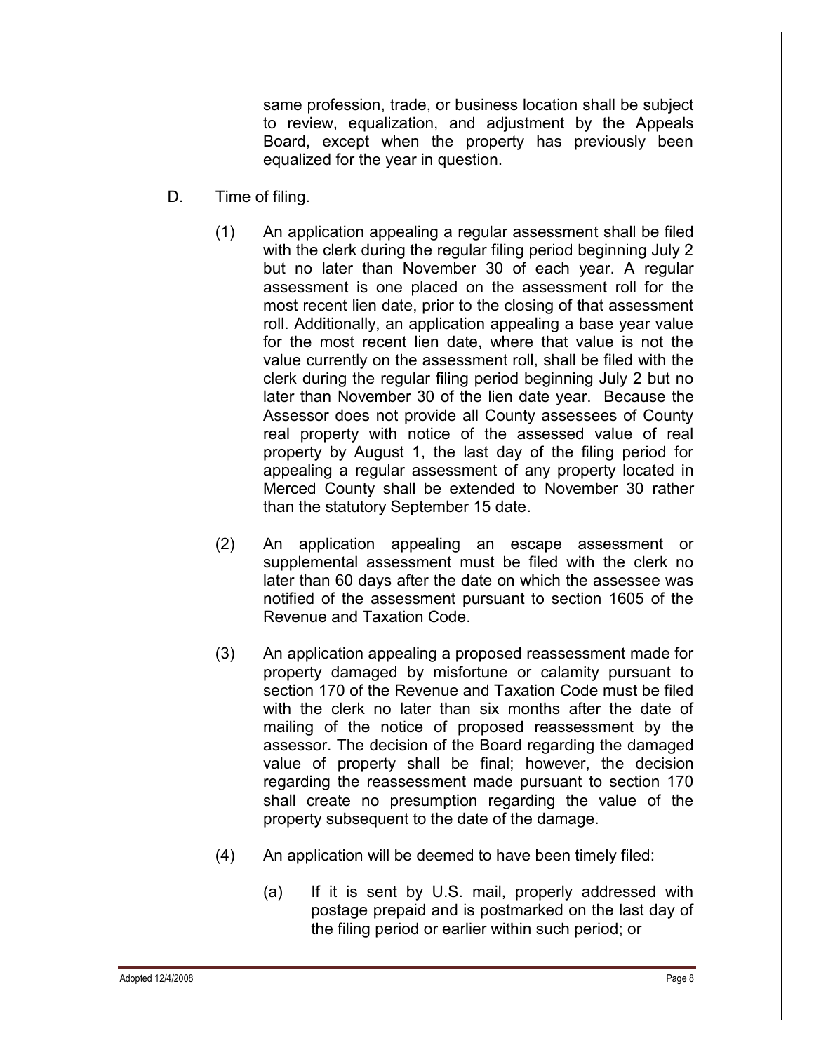same profession, trade, or business location shall be subject to review, equalization, and adjustment by the Appeals Board, except when the property has previously been equalized for the year in question.

D. Time of filing.

(1) An application appealing a regular assessment shall be filed with the clerk during the regular filing period beginning July 2 but no later than November 30 of each year. A regular assessment is one placed on the assessment roll for the most recent lien date, prior to the closing of that assessment roll. Additionally, an application appealing a base year value for the most recent lien date, where that value is not the value currently on the assessment roll, shall be filed with the clerk during the regular filing period beginning July 2 but no later than November 30 of the lien date year. Because the Assessor does not provide all County assessees of County real property with notice of the assessed value of real property by August 1, the last day of the filing period for appealing a regular assessment of any property located in Merced County shall be extended to November 30 rather than the statutory September 15 date.

(2) An application appealing an escape assessment or supplemental assessment must be filed with the clerk no later than 60 days after the date on which the assessee was notified of the assessment pursuant to section 1605 of the Revenue and Taxation Code.

(3) An application appealing a proposed reassessment made for property damaged by misfortune or calamity pursuant to section 170 of the Revenue and Taxation Code must be filed with the clerk no later than six months after the date of mailing of the notice of proposed reassessment by the assessor. The decision of the Board regarding the damaged value of property shall be final; however, the decision regarding the reassessment made pursuant to section 170 shall create no presumption regarding the value of the property subsequent to the date of the damage.

(4) An application will be deemed to have been timely filed:

(a) If it is sent by U.S. mail, properly addressed with postage prepaid and is postmarked on the last day of the filing period or earlier within such period; or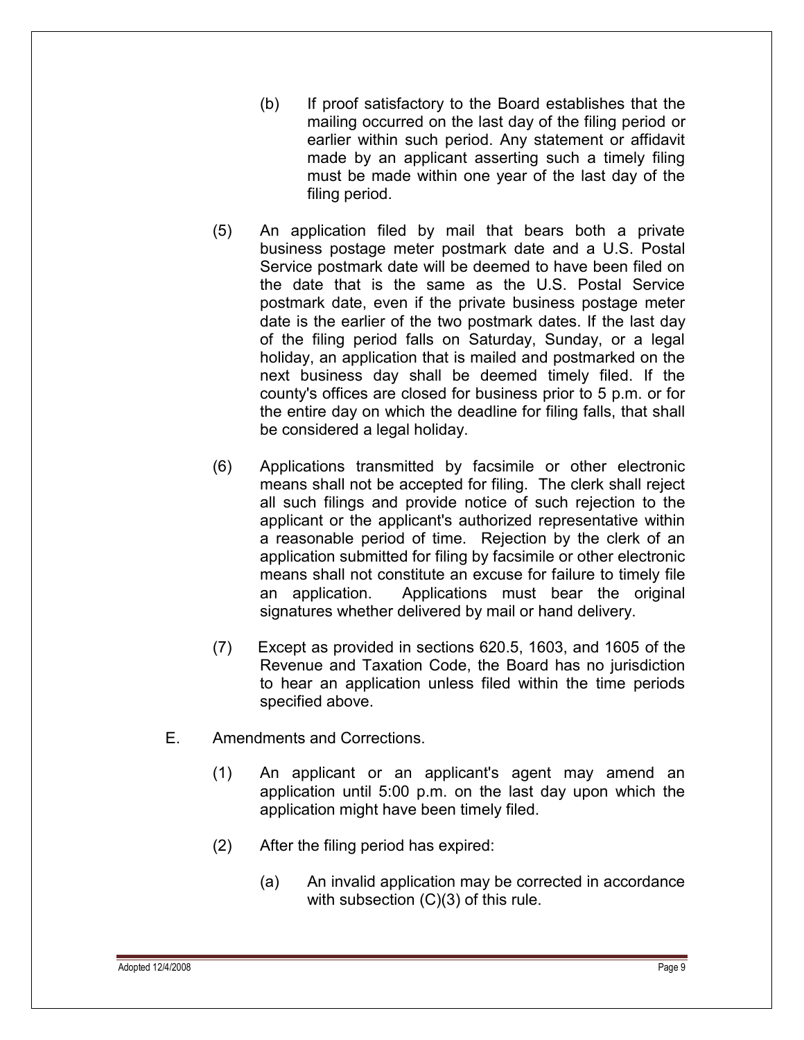(b) If proof satisfactory to the Board establishes that the mailing occurred on the last day of the filing period or earlier within such period. Any statement or affidavit made by an applicant asserting such a timely filing must be made within one year of the last day of the filing period.

(5) An application filed by mail that bears both a private business postage meter postmark date and a U.S. Postal Service postmark date will be deemed to have been filed on the date that is the same as the U.S. Postal Service postmark date, even if the private business postage meter date is the earlier of the two postmark dates. If the last day of the filing period falls on Saturday, Sunday, or a legal holiday, an application that is mailed and postmarked on the next business day shall be deemed timely filed. If the county's offices are closed for business prior to 5 p.m. or for the entire day on which the deadline for filing falls, that shall be considered a legal holiday.

(6) Applications transmitted by facsimile or other electronic means shall not be accepted for filing. The clerk shall reject all such filings and provide notice of such rejection to the applicant or the applicant's authorized representative within a reasonable period of time. Rejection by the clerk of an application submitted for filing by facsimile or other electronic means shall not constitute an excuse for failure to timely file an application. Applications must bear the original signatures whether delivered by mail or hand delivery.

(7) Except as provided in sections 620.5, 1603, and 1605 of the Revenue and Taxation Code, the Board has no jurisdiction to hear an application unless filed within the time periods specified above.

E. Amendments and Corrections.

(1) An applicant or an applicant's agent may amend an application until 5:00 p.m. on the last day upon which the application might have been timely filed.

(2) After the filing period has expired:

(a) An invalid application may be corrected in accordance with subsection (C)(3) of this rule.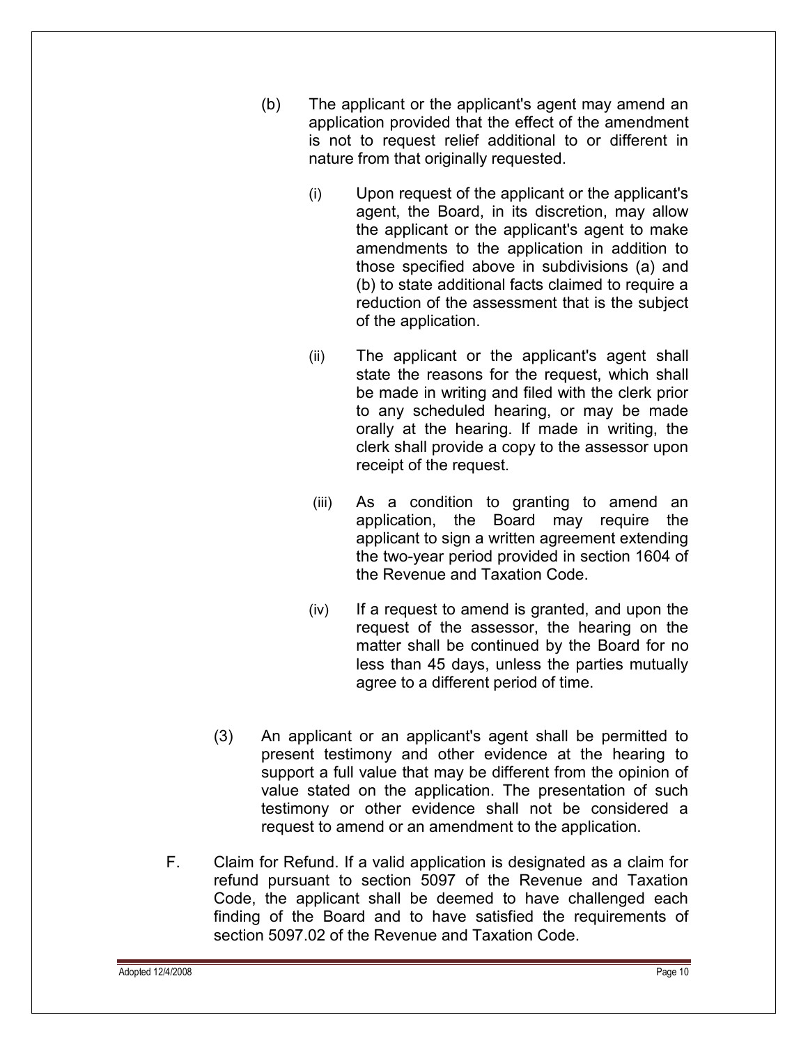(b) The applicant or the applicant's agent may amend an application provided that the effect of the amendment is not to request relief additional to or different in nature from that originally requested.

(i) Upon request of the applicant or the applicant's agent, the Board, in its discretion, may allow the applicant or the applicant's agent to make amendments to the application in addition to those specified above in subdivisions (a) and (b) to state additional facts claimed to require a reduction of the assessment that is the subject of the application.

(ii) The applicant or the applicant's agent shall state the reasons for the request, which shall be made in writing and filed with the clerk prior to any scheduled hearing, or may be made orally at the hearing. If made in writing, the clerk shall provide a copy to the assessor upon receipt of the request.

(iii) As a condition to granting to amend an application, the Board may require the applicant to sign a written agreement extending the two-year period provided in section 1604 of the Revenue and Taxation Code.

(iv) If a request to amend is granted, and upon the request of the assessor, the hearing on the matter shall be continued by the Board for no less than 45 days, unless the parties mutually agree to a different period of time.

(3) An applicant or an applicant's agent shall be permitted to present testimony and other evidence at the hearing to support a full value that may be different from the opinion of value stated on the application. The presentation of such testimony or other evidence shall not be considered a request to amend or an amendment to the application.

F. Claim for Refund. If a valid application is designated as a claim for refund pursuant to section 5097 of the Revenue and Taxation Code, the applicant shall be deemed to have challenged each finding of the Board and to have satisfied the requirements of section 5097.02 of the Revenue and Taxation Code.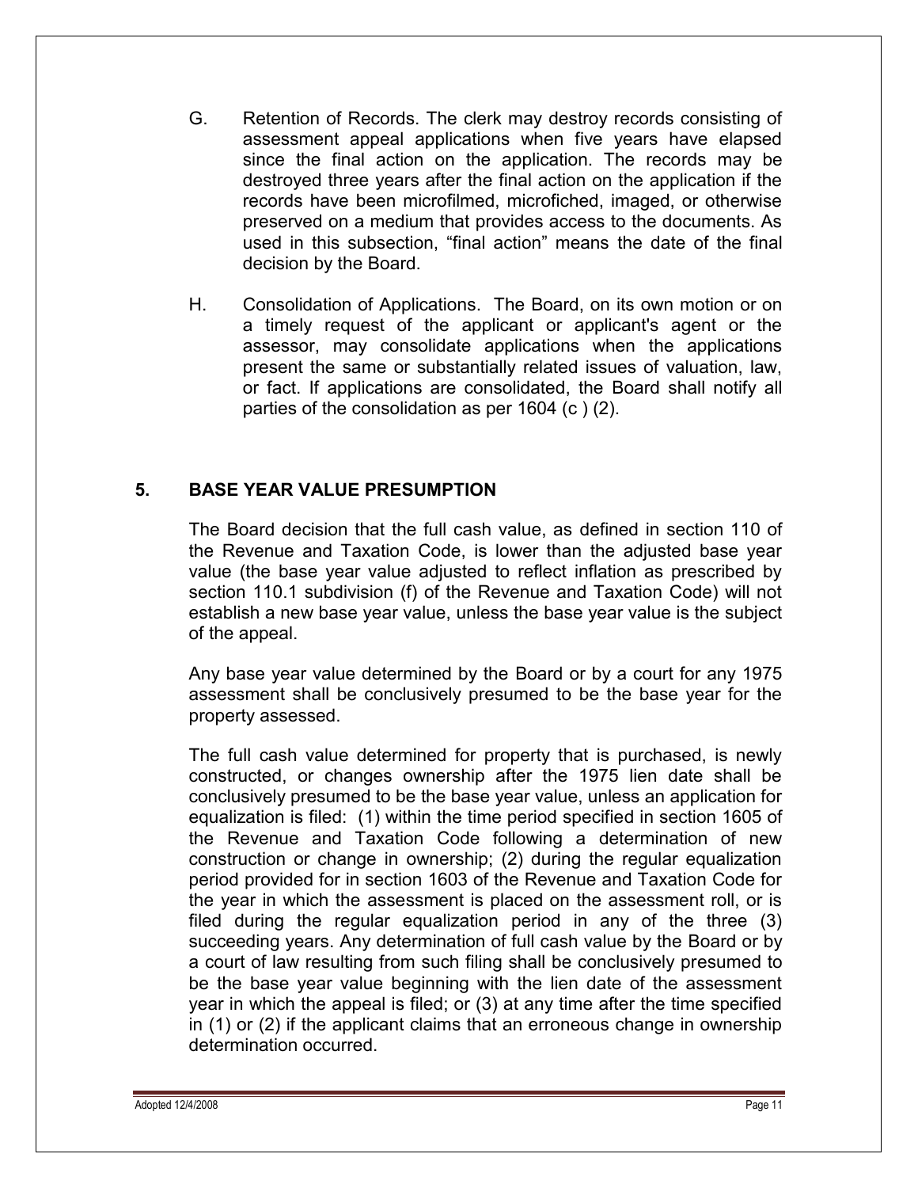G. Retention of Records. The clerk may destroy records consisting of assessment appeal applications when five years have elapsed since the final action on the application. The records may be destroyed three years after the final action on the application if the records have been microfilmed, microfiched, imaged, or otherwise preserved on a medium that provides access to the documents. As used in this subsection, "final action" means the date of the final decision by the Board.

H. Consolidation of Applications. The Board, on its own motion or on a timely request of the applicant or applicant's agent or the assessor, may consolidate applications when the applications present the same or substantially related issues of valuation, law, or fact. If applications are consolidated, the Board shall notify all parties of the consolidation as per 1604 (c ) (2).

## 5. BASE YEAR VALUE PRESUMPTION

The Board decision that the full cash value, as defined in section 110 of the Revenue and Taxation Code, is lower than the adjusted base year value (the base year value adjusted to reflect inflation as prescribed by section 110.1 subdivision (f) of the Revenue and Taxation Code) will not establish a new base year value, unless the base year value is the subject of the appeal.

Any base year value determined by the Board or by a court for any 1975 assessment shall be conclusively presumed to be the base year for the property assessed.

The full cash value determined for property that is purchased, is newly constructed, or changes ownership after the 1975 lien date shall be conclusively presumed to be the base year value, unless an application for equalization is filed: (1) within the time period specified in section 1605 of the Revenue and Taxation Code following a determination of new construction or change in ownership; (2) during the regular equalization period provided for in section 1603 of the Revenue and Taxation Code for the year in which the assessment is placed on the assessment roll, or is filed during the regular equalization period in any of the three (3) succeeding years. Any determination of full cash value by the Board or by a court of law resulting from such filing shall be conclusively presumed to be the base year value beginning with the lien date of the assessment year in which the appeal is filed; or (3) at any time after the time specified in (1) or (2) if the applicant claims that an erroneous change in ownership determination occurred.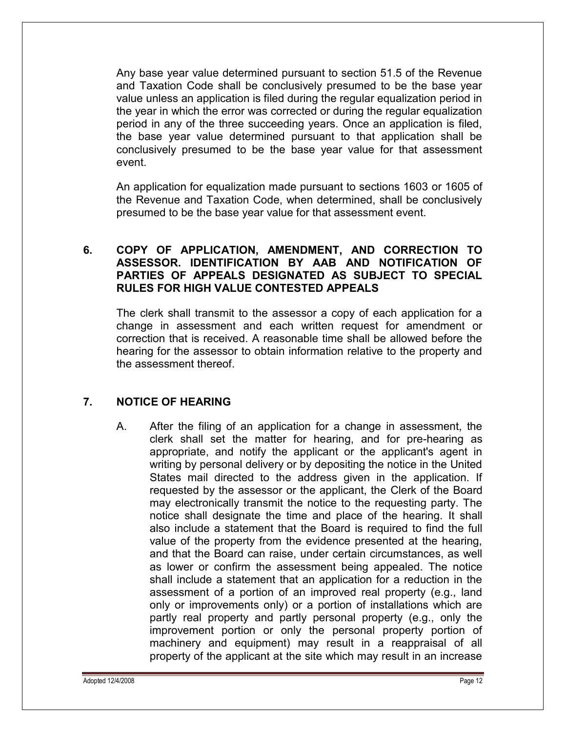Any base year value determined pursuant to section 51.5 of the Revenue and Taxation Code shall be conclusively presumed to be the base year value unless an application is filed during the regular equalization period in the year in which the error was corrected or during the regular equalization period in any of the three succeeding years. Once an application is filed, the base year value determined pursuant to that application shall be conclusively presumed to be the base year value for that assessment event.

An application for equalization made pursuant to sections 1603 or 1605 of the Revenue and Taxation Code, when determined, shall be conclusively presumed to be the base year value for that assessment event.

## 6. COPY OF APPLICATION, AMENDMENT, AND CORRECTION TO ASSESSOR. IDENTIFICATION BY AAB AND NOTIFICATION OF PARTIES OF APPEALS DESIGNATED AS SUBJECT TO SPECIAL RULES FOR HIGH VALUE CONTESTED APPEALS

The clerk shall transmit to the assessor a copy of each application for a change in assessment and each written request for amendment or correction that is received. A reasonable time shall be allowed before the hearing for the assessor to obtain information relative to the property and the assessment thereof.

## 7. NOTICE OF HEARING

A. After the filing of an application for a change in assessment, the clerk shall set the matter for hearing, and for pre-hearing as appropriate, and notify the applicant or the applicant's agent in writing by personal delivery or by depositing the notice in the United States mail directed to the address given in the application. If requested by the assessor or the applicant, the Clerk of the Board may electronically transmit the notice to the requesting party. The notice shall designate the time and place of the hearing. It shall also include a statement that the Board is required to find the full value of the property from the evidence presented at the hearing, and that the Board can raise, under certain circumstances, as well as lower or confirm the assessment being appealed. The notice shall include a statement that an application for a reduction in the assessment of a portion of an improved real property (e.g., land only or improvements only) or a portion of installations which are partly real property and partly personal property (e.g., only the improvement portion or only the personal property portion of machinery and equipment) may result in a reappraisal of all property of the applicant at the site which may result in an increase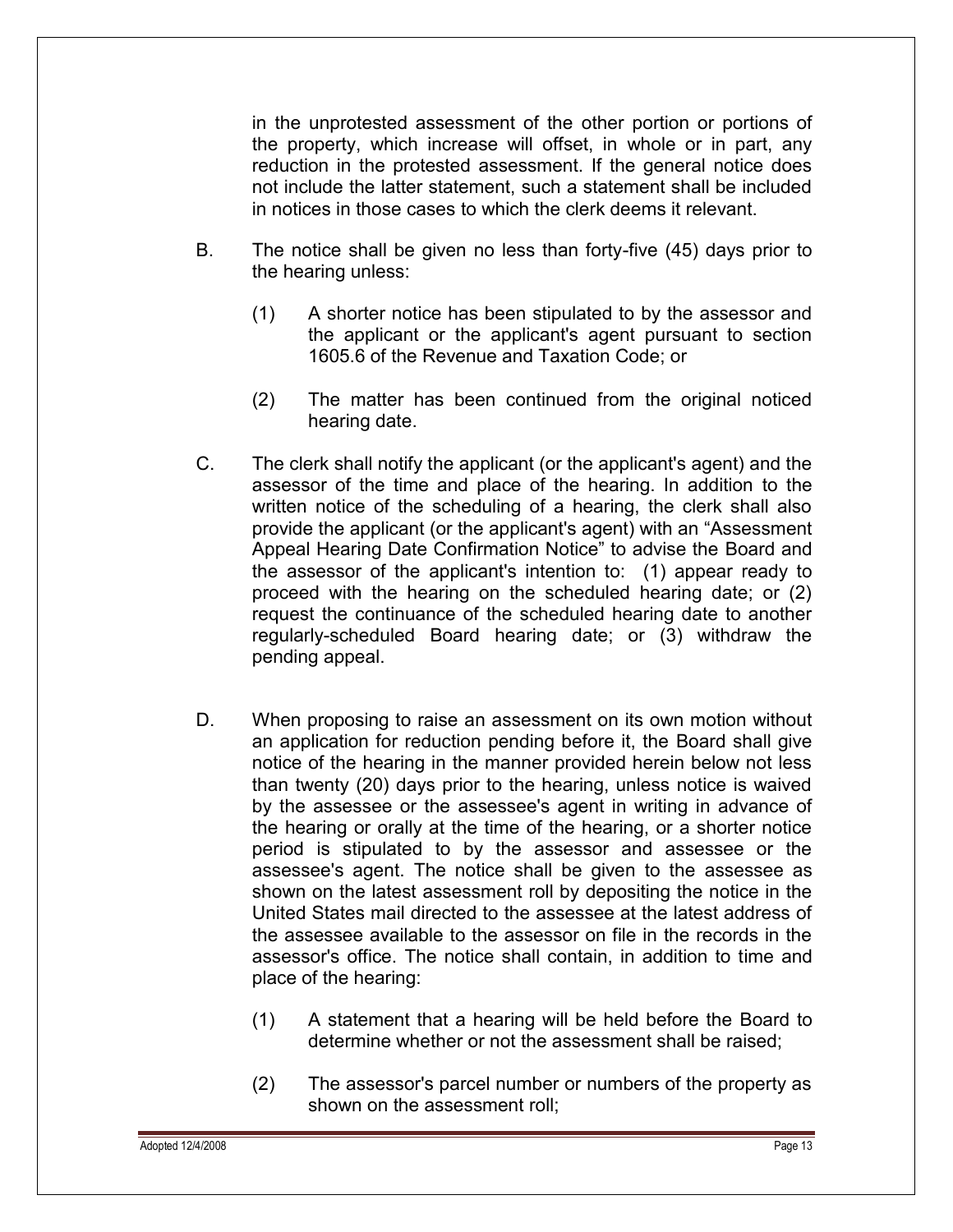in the unprotested assessment of the other portion or portions of the property, which increase will offset, in whole or in part, any reduction in the protested assessment. If the general notice does not include the latter statement, such a statement shall be included in notices in those cases to which the clerk deems it relevant.

B. The notice shall be given no less than forty-five (45) days prior to the hearing unless:

   (1) A shorter notice has been stipulated to by the assessor and the applicant or the applicant's agent pursuant to section 1605.6 of the Revenue and Taxation Code; or

   (2) The matter has been continued from the original noticed hearing date.

C. The clerk shall notify the applicant (or the applicant's agent) and the assessor of the time and place of the hearing. In addition to the written notice of the scheduling of a hearing, the clerk shall also provide the applicant (or the applicant's agent) with an "Assessment Appeal Hearing Date Confirmation Notice" to advise the Board and the assessor of the applicant's intention to: (1) appear ready to proceed with the hearing on the scheduled hearing date; or (2) request the continuance of the scheduled hearing date to another regularly-scheduled Board hearing date; or (3) withdraw the pending appeal.

D. When proposing to raise an assessment on its own motion without an application for reduction pending before it, the Board shall give notice of the hearing in the manner provided herein below not less than twenty (20) days prior to the hearing, unless notice is waived by the assessee or the assessee's agent in writing in advance of the hearing or orally at the time of the hearing, or a shorter notice period is stipulated to by the assessor and assessee or the assessee's agent. The notice shall be given to the assessee as shown on the latest assessment roll by depositing the notice in the United States mail directed to the assessee at the latest address of the assessee available to the assessor on file in the records in the assessor's office. The notice shall contain, in addition to time and place of the hearing:

   (1) A statement that a hearing will be held before the Board to determine whether or not the assessment shall be raised;

   (2) The assessor's parcel number or numbers of the property as shown on the assessment roll;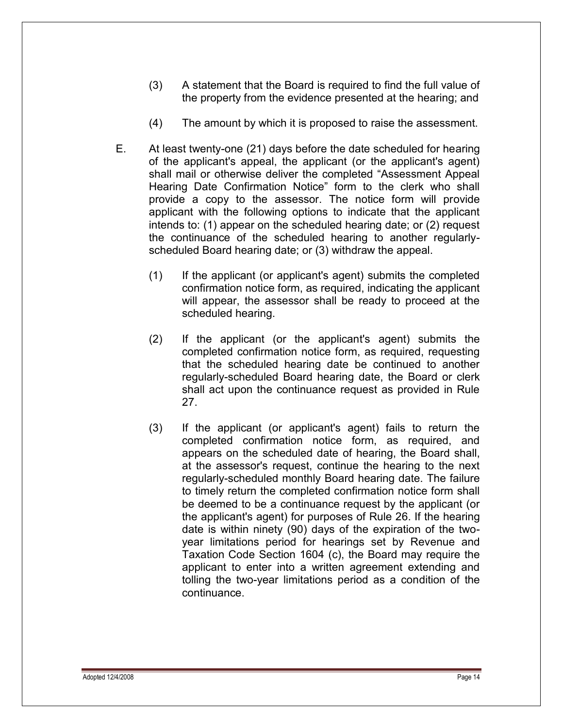(3) A statement that the Board is required to find the full value of the property from the evidence presented at the hearing; and

(4) The amount by which it is proposed to raise the assessment.

E. At least twenty-one (21) days before the date scheduled for hearing of the applicant's appeal, the applicant (or the applicant's agent) shall mail or otherwise deliver the completed "Assessment Appeal Hearing Date Confirmation Notice" form to the clerk who shall provide a copy to the assessor. The notice form will provide applicant with the following options to indicate that the applicant intends to: (1) appear on the scheduled hearing date; or (2) request the continuance of the scheduled hearing to another regularly-scheduled Board hearing date; or (3) withdraw the appeal.

   (1) If the applicant (or applicant's agent) submits the completed confirmation notice form, as required, indicating the applicant will appear, the assessor shall be ready to proceed at the scheduled hearing.

   (2) If the applicant (or the applicant's agent) submits the completed confirmation notice form, as required, requesting that the scheduled hearing date be continued to another regularly-scheduled Board hearing date, the Board or clerk shall act upon the continuance request as provided in Rule 27.

   (3) If the applicant (or applicant's agent) fails to return the completed confirmation notice form, as required, and appears on the scheduled date of hearing, the Board shall, at the assessor's request, continue the hearing to the next regularly-scheduled monthly Board hearing date. The failure to timely return the completed confirmation notice form shall be deemed to be a continuance request by the applicant (or the applicant's agent) for purposes of Rule 26. If the hearing date is within ninety (90) days of the expiration of the two-year limitations period for hearings set by Revenue and Taxation Code Section 1604 (c), the Board may require the applicant to enter into a written agreement extending and tolling the two-year limitations period as a condition of the continuance.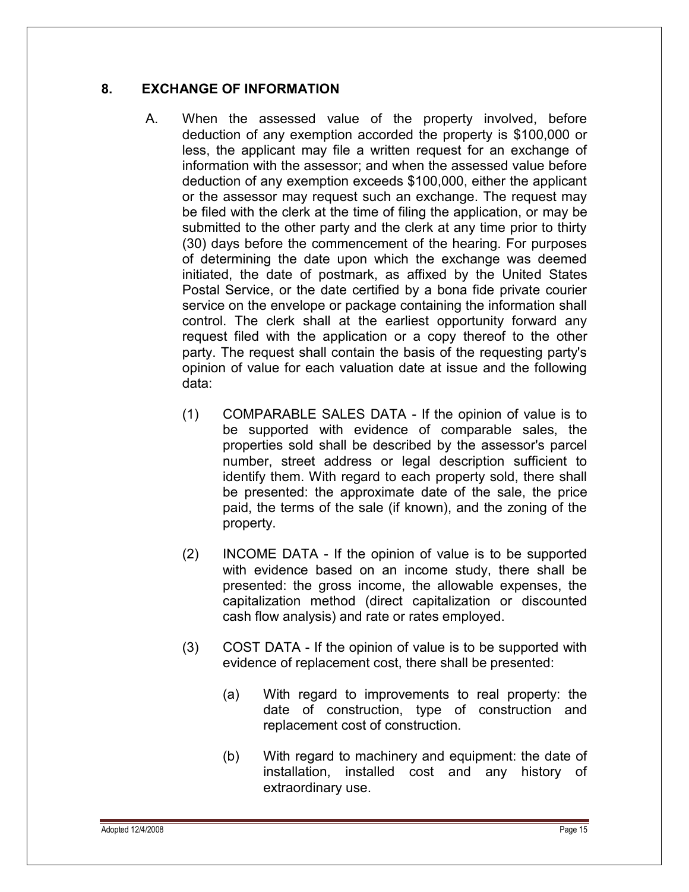## 8. EXCHANGE OF INFORMATION

A. When the assessed value of the property involved, before deduction of any exemption accorded the property is $100,000 or less, the applicant may file a written request for an exchange of information with the assessor; and when the assessed value before deduction of any exemption exceeds $100,000, either the applicant or the assessor may request such an exchange. The request may be filed with the clerk at the time of filing the application, or may be submitted to the other party and the clerk at any time prior to thirty (30) days before the commencement of the hearing. For purposes of determining the date upon which the exchange was deemed initiated, the date of postmark, as affixed by the United States Postal Service, or the date certified by a bona fide private courier service on the envelope or package containing the information shall control. The clerk shall at the earliest opportunity forward any request filed with the application or a copy thereof to the other party. The request shall contain the basis of the requesting party's opinion of value for each valuation date at issue and the following data:

   (1) COMPARABLE SALES DATA - If the opinion of value is to be supported with evidence of comparable sales, the properties sold shall be described by the assessor's parcel number, street address or legal description sufficient to identify them. With regard to each property sold, there shall be presented: the approximate date of the sale, the price paid, the terms of the sale (if known), and the zoning of the property.

   (2) INCOME DATA - If the opinion of value is to be supported with evidence based on an income study, there shall be presented: the gross income, the allowable expenses, the capitalization method (direct capitalization or discounted cash flow analysis) and rate or rates employed.

   (3) COST DATA - If the opinion of value is to be supported with evidence of replacement cost, there shall be presented:

      (a) With regard to improvements to real property: the date of construction, type of construction and replacement cost of construction.

      (b) With regard to machinery and equipment: the date of installation, installed cost and any history of extraordinary use.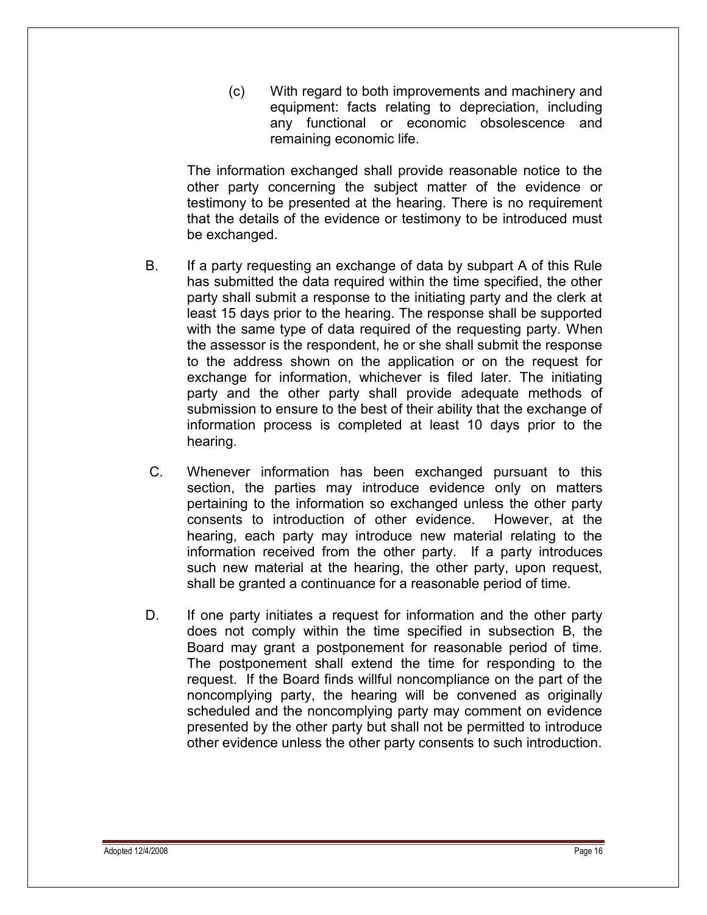(c) With regard to both improvements and machinery and equipment: facts relating to depreciation, including any functional or economic obsolescence and remaining economic life.

The information exchanged shall provide reasonable notice to the other party concerning the subject matter of the evidence or testimony to be presented at the hearing. There is no requirement that the details of the evidence or testimony to be introduced must be exchanged.

B. If a party requesting an exchange of data by subpart A of this Rule has submitted the data required within the time specified, the other party shall submit a response to the initiating party and the clerk at least 15 days prior to the hearing. The response shall be supported with the same type of data required of the requesting party. When the assessor is the respondent, he or she shall submit the response to the address shown on the application or on the request for exchange for information, whichever is filed later. The initiating party and the other party shall provide adequate methods of submission to ensure to the best of their ability that the exchange of information process is completed at least 10 days prior to the hearing.

C. Whenever information has been exchanged pursuant to this section, the parties may introduce evidence only on matters pertaining to the information so exchanged unless the other party consents to introduction of other evidence. However, at the hearing, each party may introduce new material relating to the information received from the other party. If a party introduces such new material at the hearing, the other party, upon request, shall be granted a continuance for a reasonable period of time.

D. If one party initiates a request for information and the other party does not comply within the time specified in subsection B, the Board may grant a postponement for reasonable period of time. The postponement shall extend the time for responding to the request. If the Board finds willful noncompliance on the part of the noncomplying party, the hearing will be convened as originally scheduled and the noncomplying party may comment on evidence presented by the other party but shall not be permitted to introduce other evidence unless the other party consents to such introduction.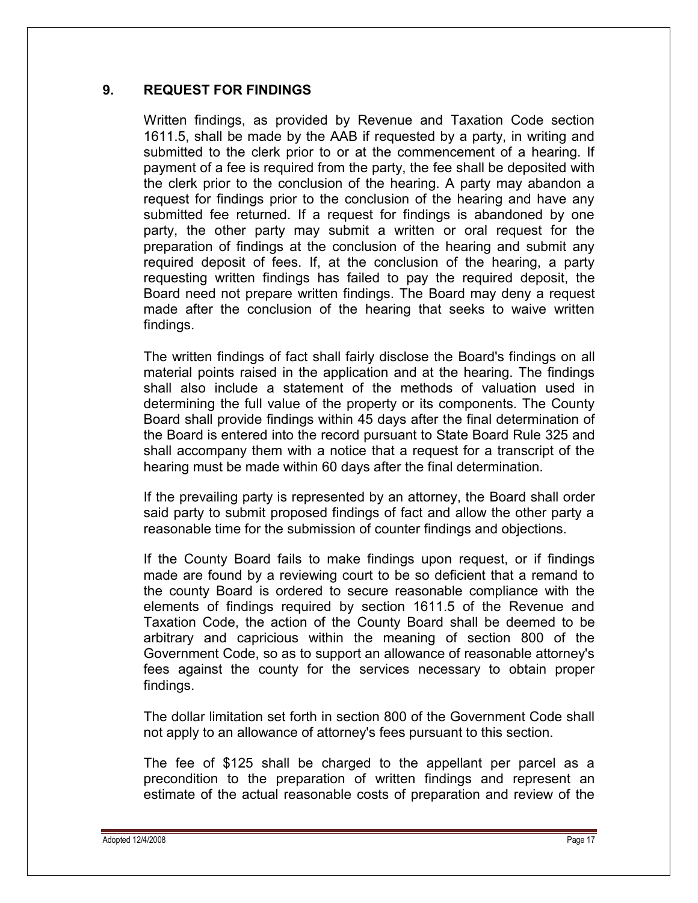## 9. REQUEST FOR FINDINGS

Written findings, as provided by Revenue and Taxation Code section 1611.5, shall be made by the AAB if requested by a party, in writing and submitted to the clerk prior to or at the commencement of a hearing. If payment of a fee is required from the party, the fee shall be deposited with the clerk prior to the conclusion of the hearing. A party may abandon a request for findings prior to the conclusion of the hearing and have any submitted fee returned. If a request for findings is abandoned by one party, the other party may submit a written or oral request for the preparation of findings at the conclusion of the hearing and submit any required deposit of fees. If, at the conclusion of the hearing, a party requesting written findings has failed to pay the required deposit, the Board need not prepare written findings. The Board may deny a request made after the conclusion of the hearing that seeks to waive written findings.

The written findings of fact shall fairly disclose the Board's findings on all material points raised in the application and at the hearing. The findings shall also include a statement of the methods of valuation used in determining the full value of the property or its components. The County Board shall provide findings within 45 days after the final determination of the Board is entered into the record pursuant to State Board Rule 325 and shall accompany them with a notice that a request for a transcript of the hearing must be made within 60 days after the final determination.

If the prevailing party is represented by an attorney, the Board shall order said party to submit proposed findings of fact and allow the other party a reasonable time for the submission of counter findings and objections.

If the County Board fails to make findings upon request, or if findings made are found by a reviewing court to be so deficient that a remand to the county Board is ordered to secure reasonable compliance with the elements of findings required by section 1611.5 of the Revenue and Taxation Code, the action of the County Board shall be deemed to be arbitrary and capricious within the meaning of section 800 of the Government Code, so as to support an allowance of reasonable attorney's fees against the county for the services necessary to obtain proper findings.

The dollar limitation set forth in section 800 of the Government Code shall not apply to an allowance of attorney's fees pursuant to this section.

The fee of $125 shall be charged to the appellant per parcel as a precondition to the preparation of written findings and represent an estimate of the actual reasonable costs of preparation and review of the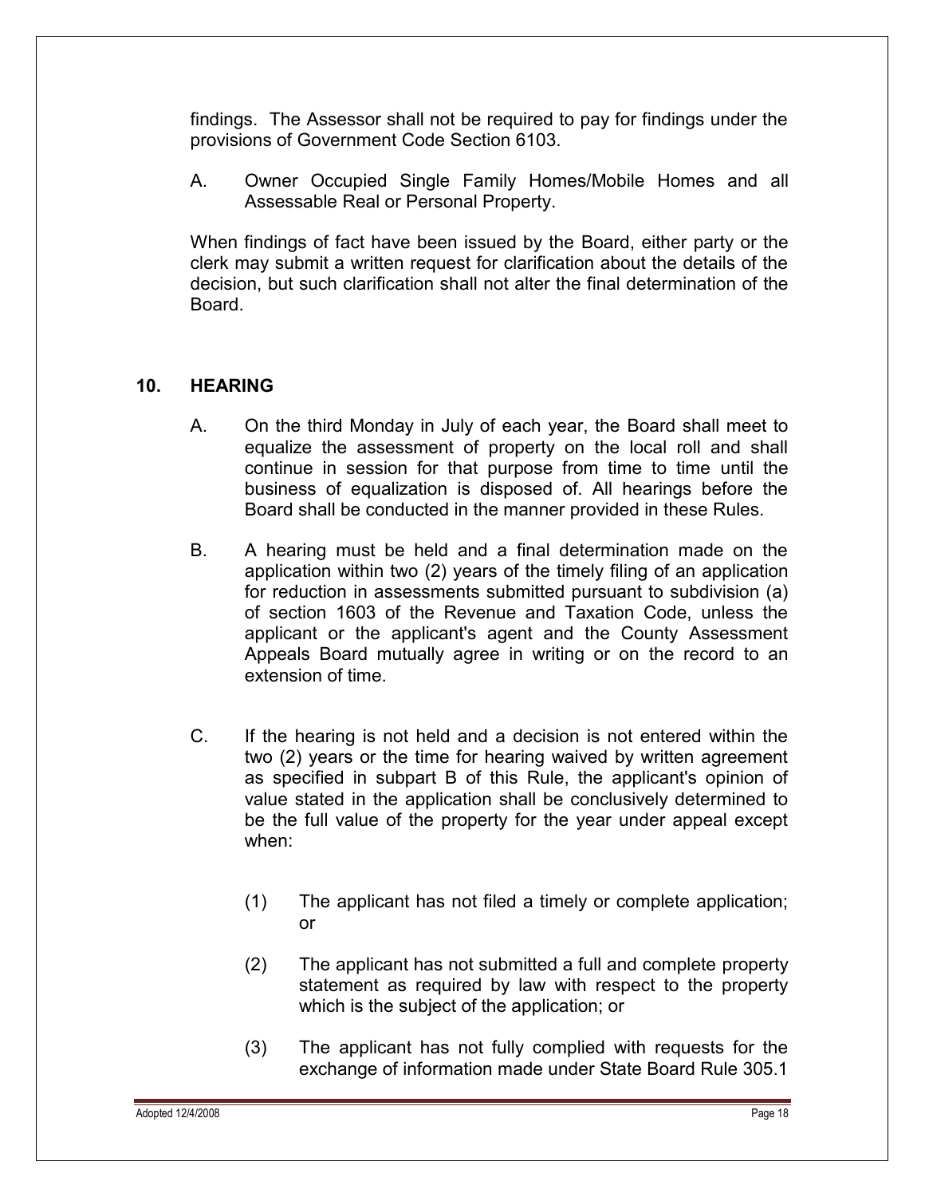findings. The Assessor shall not be required to pay for findings under the provisions of Government Code Section 6103.

A. Owner Occupied Single Family Homes/Mobile Homes and all Assessable Real or Personal Property.

When findings of fact have been issued by the Board, either party or the clerk may submit a written request for clarification about the details of the decision, but such clarification shall not alter the final determination of the Board.

## 10. HEARING

A. On the third Monday in July of each year, the Board shall meet to equalize the assessment of property on the local roll and shall continue in session for that purpose from time to time until the business of equalization is disposed of. All hearings before the Board shall be conducted in the manner provided in these Rules.

B. A hearing must be held and a final determination made on the application within two (2) years of the timely filing of an application for reduction in assessments submitted pursuant to subdivision (a) of section 1603 of the Revenue and Taxation Code, unless the applicant or the applicant's agent and the County Assessment Appeals Board mutually agree in writing or on the record to an extension of time.

C. If the hearing is not held and a decision is not entered within the two (2) years or the time for hearing waived by written agreement as specified in subpart B of this Rule, the applicant's opinion of value stated in the application shall be conclusively determined to be the full value of the property for the year under appeal except when:

(1) The applicant has not filed a timely or complete application; or

(2) The applicant has not submitted a full and complete property statement as required by law with respect to the property which is the subject of the application; or

(3) The applicant has not fully complied with requests for the exchange of information made under State Board Rule 305.1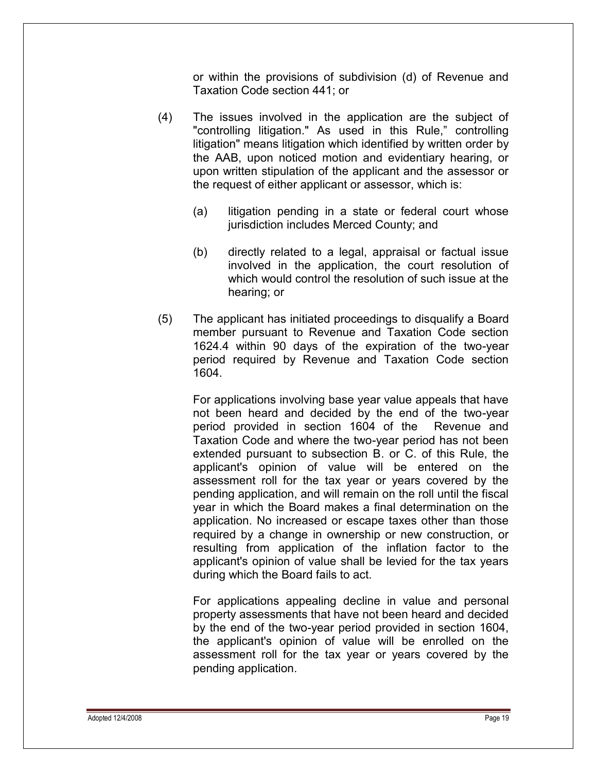or within the provisions of subdivision (d) of Revenue and Taxation Code section 441; or

(4) The issues involved in the application are the subject of "controlling litigation." As used in this Rule," controlling litigation" means litigation which identified by written order by the AAB, upon noticed motion and evidentiary hearing, or upon written stipulation of the applicant and the assessor or the request of either applicant or assessor, which is:

   (a) litigation pending in a state or federal court whose jurisdiction includes Merced County; and

   (b) directly related to a legal, appraisal or factual issue involved in the application, the court resolution of which would control the resolution of such issue at the hearing; or

(5) The applicant has initiated proceedings to disqualify a Board member pursuant to Revenue and Taxation Code section 1624.4 within 90 days of the expiration of the two-year period required by Revenue and Taxation Code section 1604.

   For applications involving base year value appeals that have not been heard and decided by the end of the two-year period provided in section 1604 of the Revenue and Taxation Code and where the two-year period has not been extended pursuant to subsection B. or C. of this Rule, the applicant's opinion of value will be entered on the assessment roll for the tax year or years covered by the pending application, and will remain on the roll until the fiscal year in which the Board makes a final determination on the application. No increased or escape taxes other than those required by a change in ownership or new construction, or resulting from application of the inflation factor to the applicant's opinion of value shall be levied for the tax years during which the Board fails to act.

   For applications appealing decline in value and personal property assessments that have not been heard and decided by the end of the two-year period provided in section 1604, the applicant's opinion of value will be enrolled on the assessment roll for the tax year or years covered by the pending application.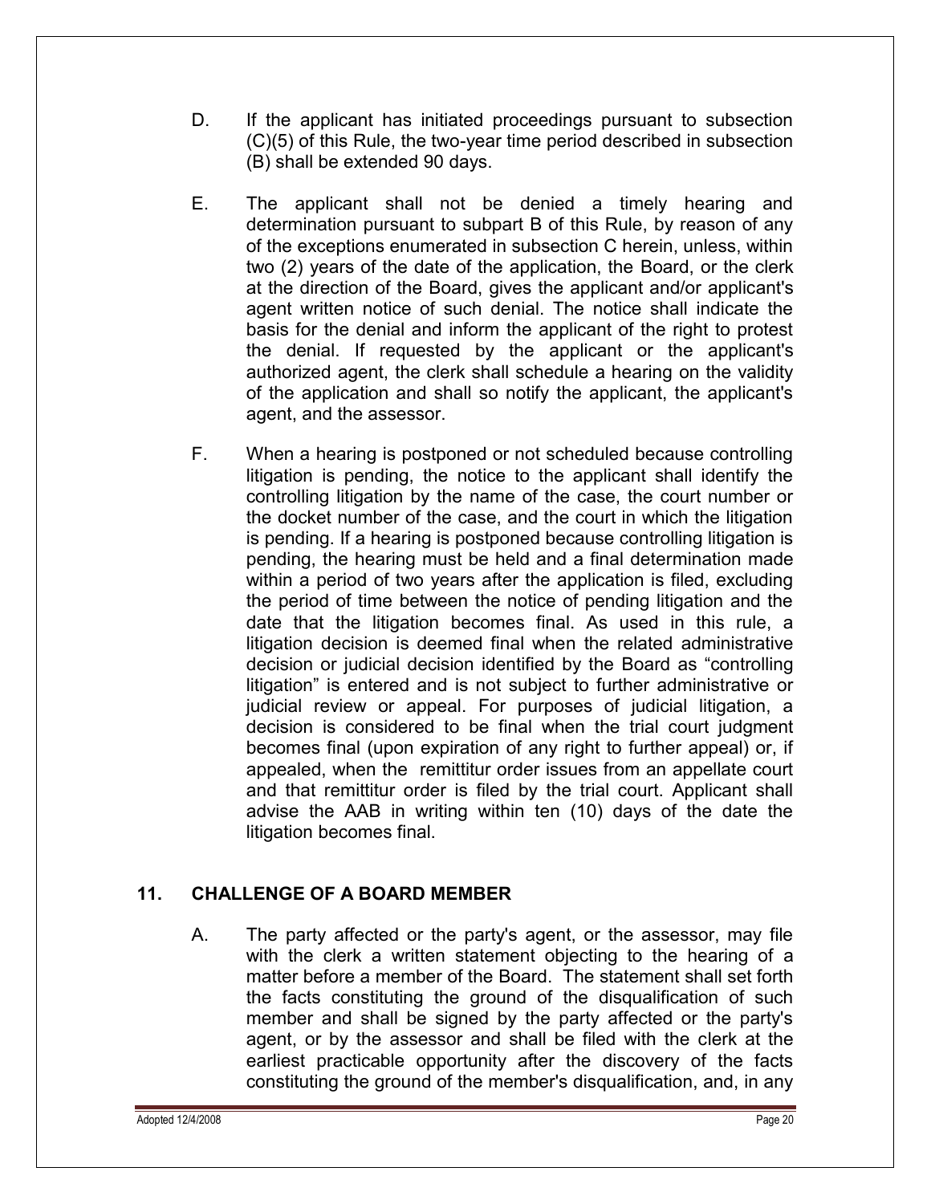D. If the applicant has initiated proceedings pursuant to subsection (C)(5) of this Rule, the two-year time period described in subsection (B) shall be extended 90 days.

E. The applicant shall not be denied a timely hearing and determination pursuant to subpart B of this Rule, by reason of any of the exceptions enumerated in subsection C herein, unless, within two (2) years of the date of the application, the Board, or the clerk at the direction of the Board, gives the applicant and/or applicant's agent written notice of such denial. The notice shall indicate the basis for the denial and inform the applicant of the right to protest the denial. If requested by the applicant or the applicant's authorized agent, the clerk shall schedule a hearing on the validity of the application and shall so notify the applicant, the applicant's agent, and the assessor.

F. When a hearing is postponed or not scheduled because controlling litigation is pending, the notice to the applicant shall identify the controlling litigation by the name of the case, the court number or the docket number of the case, and the court in which the litigation is pending. If a hearing is postponed because controlling litigation is pending, the hearing must be held and a final determination made within a period of two years after the application is filed, excluding the period of time between the notice of pending litigation and the date that the litigation becomes final. As used in this rule, a litigation decision is deemed final when the related administrative decision or judicial decision identified by the Board as "controlling litigation" is entered and is not subject to further administrative or judicial review or appeal. For purposes of judicial litigation, a decision is considered to be final when the trial court judgment becomes final (upon expiration of any right to further appeal) or, if appealed, when the remittitur order issues from an appellate court and that remittitur order is filed by the trial court. Applicant shall advise the AAB in writing within ten (10) days of the date the litigation becomes final.

## 11. CHALLENGE OF A BOARD MEMBER

A. The party affected or the party's agent, or the assessor, may file with the clerk a written statement objecting to the hearing of a matter before a member of the Board. The statement shall set forth the facts constituting the ground of the disqualification of such member and shall be signed by the party affected or the party's agent, or by the assessor and shall be filed with the clerk at the earliest practicable opportunity after the discovery of the facts constituting the ground of the member's disqualification, and, in any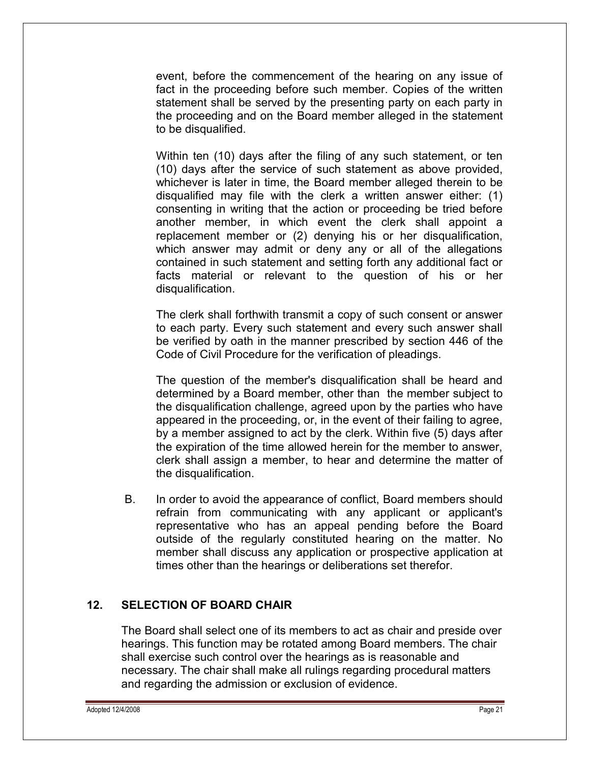event, before the commencement of the hearing on any issue of fact in the proceeding before such member. Copies of the written statement shall be served by the presenting party on each party in the proceeding and on the Board member alleged in the statement to be disqualified.

Within ten (10) days after the filing of any such statement, or ten (10) days after the service of such statement as above provided, whichever is later in time, the Board member alleged therein to be disqualified may file with the clerk a written answer either: (1) consenting in writing that the action or proceeding be tried before another member, in which event the clerk shall appoint a replacement member or (2) denying his or her disqualification, which answer may admit or deny any or all of the allegations contained in such statement and setting forth any additional fact or facts material or relevant to the question of his or her disqualification.

The clerk shall forthwith transmit a copy of such consent or answer to each party. Every such statement and every such answer shall be verified by oath in the manner prescribed by section 446 of the Code of Civil Procedure for the verification of pleadings.

The question of the member's disqualification shall be heard and determined by a Board member, other than the member subject to the disqualification challenge, agreed upon by the parties who have appeared in the proceeding, or, in the event of their failing to agree, by a member assigned to act by the clerk. Within five (5) days after the expiration of the time allowed herein for the member to answer, clerk shall assign a member, to hear and determine the matter of the disqualification.

B. In order to avoid the appearance of conflict, Board members should refrain from communicating with any applicant or applicant's representative who has an appeal pending before the Board outside of the regularly constituted hearing on the matter. No member shall discuss any application or prospective application at times other than the hearings or deliberations set therefor.

## 12. SELECTION OF BOARD CHAIR

The Board shall select one of its members to act as chair and preside over hearings. This function may be rotated among Board members. The chair shall exercise such control over the hearings as is reasonable and necessary. The chair shall make all rulings regarding procedural matters and regarding the admission or exclusion of evidence.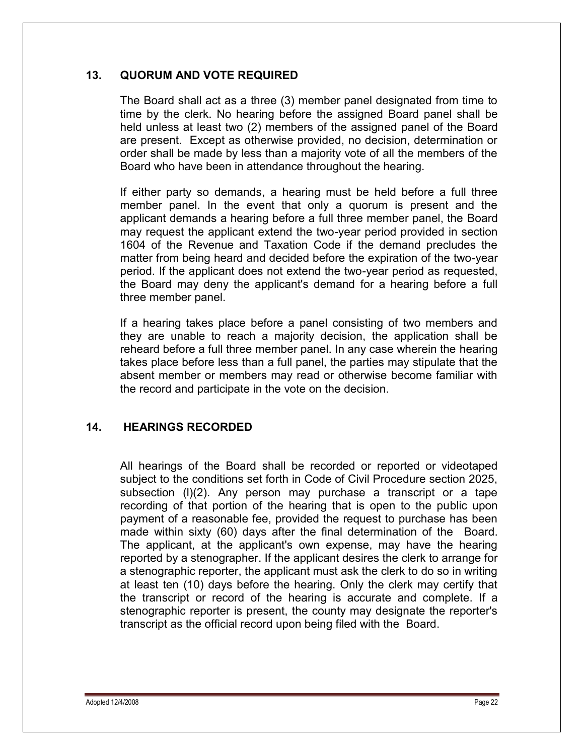## 13. QUORUM AND VOTE REQUIRED

The Board shall act as a three (3) member panel designated from time to time by the clerk. No hearing before the assigned Board panel shall be held unless at least two (2) members of the assigned panel of the Board are present. Except as otherwise provided, no decision, determination or order shall be made by less than a majority vote of all the members of the Board who have been in attendance throughout the hearing.

If either party so demands, a hearing must be held before a full three member panel. In the event that only a quorum is present and the applicant demands a hearing before a full three member panel, the Board may request the applicant extend the two-year period provided in section 1604 of the Revenue and Taxation Code if the demand precludes the matter from being heard and decided before the expiration of the two-year period. If the applicant does not extend the two-year period as requested, the Board may deny the applicant's demand for a hearing before a full three member panel.

If a hearing takes place before a panel consisting of two members and they are unable to reach a majority decision, the application shall be reheard before a full three member panel. In any case wherein the hearing takes place before less than a full panel, the parties may stipulate that the absent member or members may read or otherwise become familiar with the record and participate in the vote on the decision.

## 14. HEARINGS RECORDED

All hearings of the Board shall be recorded or reported or videotaped subject to the conditions set forth in Code of Civil Procedure section 2025, subsection (l)(2). Any person may purchase a transcript or a tape recording of that portion of the hearing that is open to the public upon payment of a reasonable fee, provided the request to purchase has been made within sixty (60) days after the final determination of the Board. The applicant, at the applicant's own expense, may have the hearing reported by a stenographer. If the applicant desires the clerk to arrange for a stenographic reporter, the applicant must ask the clerk to do so in writing at least ten (10) days before the hearing. Only the clerk may certify that the transcript or record of the hearing is accurate and complete. If a stenographic reporter is present, the county may designate the reporter's transcript as the official record upon being filed with the Board.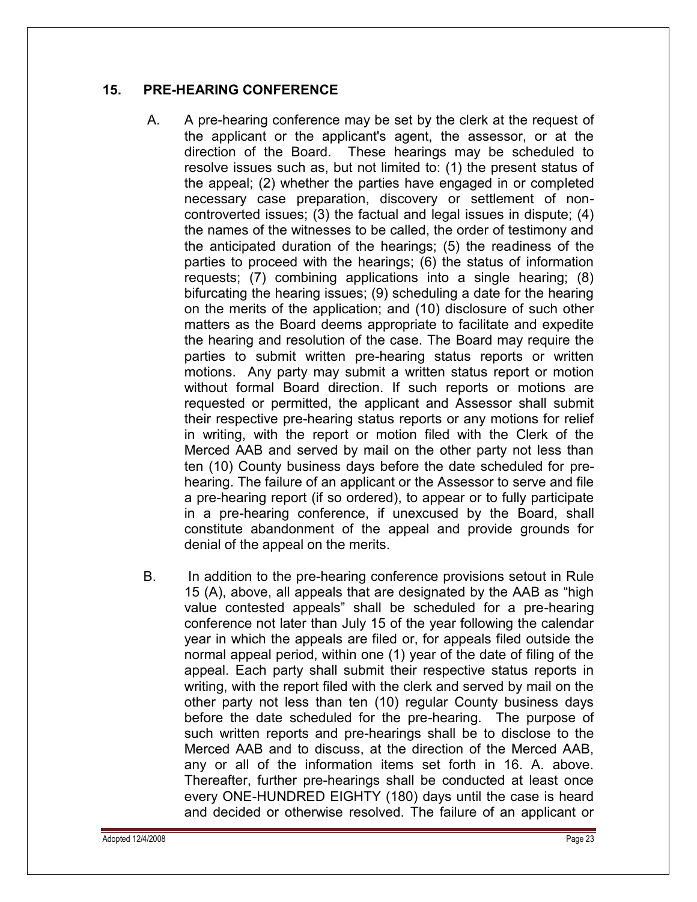## 15. PRE-HEARING CONFERENCE

A. A pre-hearing conference may be set by the clerk at the request of the applicant or the applicant's agent, the assessor, or at the direction of the Board. These hearings may be scheduled to resolve issues such as, but not limited to: (1) the present status of the appeal; (2) whether the parties have engaged in or completed necessary case preparation, discovery or settlement of non-controverted issues; (3) the factual and legal issues in dispute; (4) the names of the witnesses to be called, the order of testimony and the anticipated duration of the hearings; (5) the readiness of the parties to proceed with the hearings; (6) the status of information requests; (7) combining applications into a single hearing; (8) bifurcating the hearing issues; (9) scheduling a date for the hearing on the merits of the application; and (10) disclosure of such other matters as the Board deems appropriate to facilitate and expedite the hearing and resolution of the case. The Board may require the parties to submit written pre-hearing status reports or written motions. Any party may submit a written status report or motion without formal Board direction. If such reports or motions are requested or permitted, the applicant and Assessor shall submit their respective pre-hearing status reports or any motions for relief in writing, with the report or motion filed with the Clerk of the Merced AAB and served by mail on the other party not less than ten (10) County business days before the date scheduled for pre-hearing. The failure of an applicant or the Assessor to serve and file a pre-hearing report (if so ordered), to appear or to fully participate in a pre-hearing conference, if unexcused by the Board, shall constitute abandonment of the appeal and provide grounds for denial of the appeal on the merits.

B. In addition to the pre-hearing conference provisions setout in Rule 15 (A), above, all appeals that are designated by the AAB as "high value contested appeals" shall be scheduled for a pre-hearing conference not later than July 15 of the year following the calendar year in which the appeals are filed or, for appeals filed outside the normal appeal period, within one (1) year of the date of filing of the appeal. Each party shall submit their respective status reports in writing, with the report filed with the clerk and served by mail on the other party not less than ten (10) regular County business days before the date scheduled for the pre-hearing. The purpose of such written reports and pre-hearings shall be to disclose to the Merced AAB and to discuss, at the direction of the Merced AAB, any or all of the information items set forth in 16. A. above. Thereafter, further pre-hearings shall be conducted at least once every ONE-HUNDRED EIGHTY (180) days until the case is heard and decided or otherwise resolved. The failure of an applicant or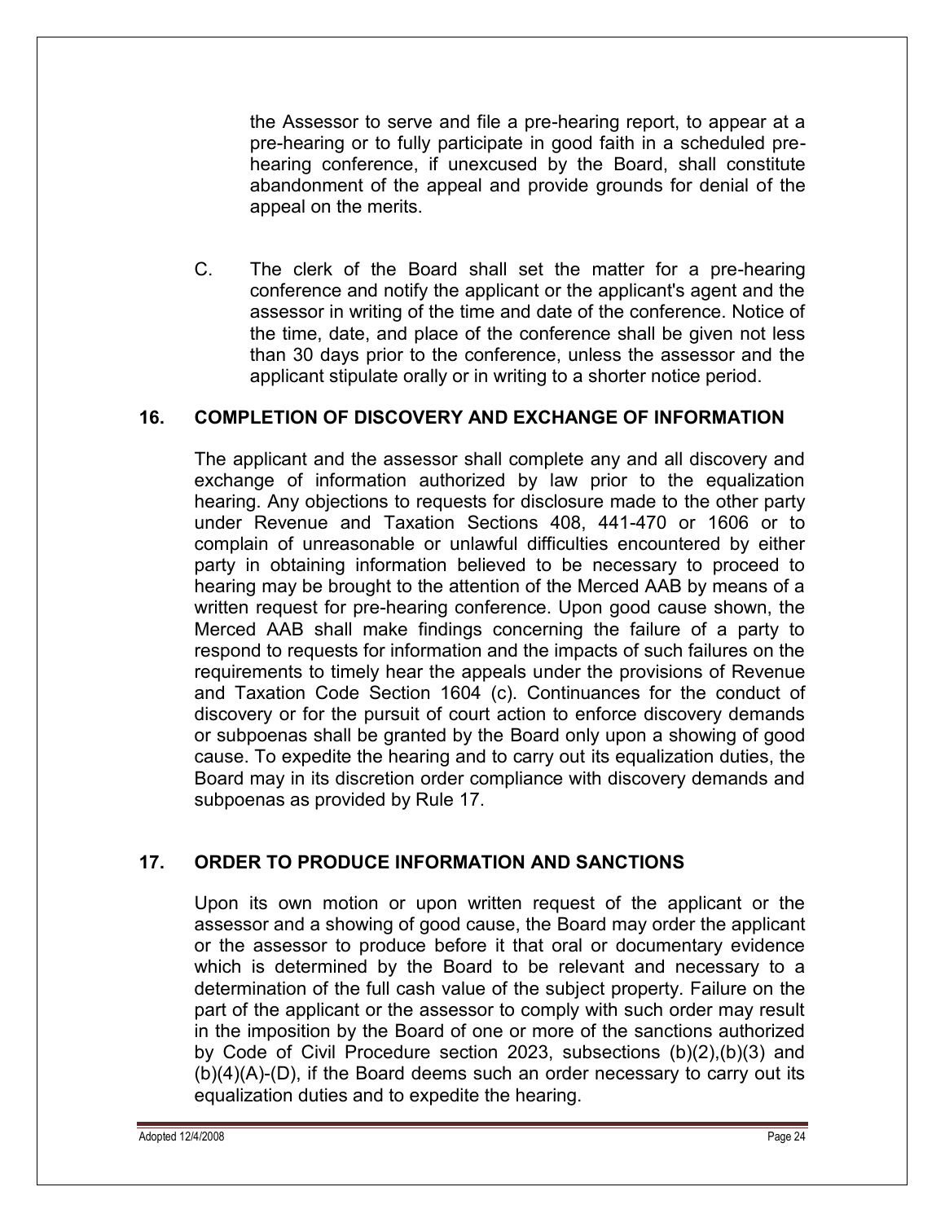the Assessor to serve and file a pre-hearing report, to appear at a pre-hearing or to fully participate in good faith in a scheduled pre-hearing conference, if unexcused by the Board, shall constitute abandonment of the appeal and provide grounds for denial of the appeal on the merits.

C. The clerk of the Board shall set the matter for a pre-hearing conference and notify the applicant or the applicant's agent and the assessor in writing of the time and date of the conference. Notice of the time, date, and place of the conference shall be given not less than 30 days prior to the conference, unless the assessor and the applicant stipulate orally or in writing to a shorter notice period.

## 16. COMPLETION OF DISCOVERY AND EXCHANGE OF INFORMATION

The applicant and the assessor shall complete any and all discovery and exchange of information authorized by law prior to the equalization hearing. Any objections to requests for disclosure made to the other party under Revenue and Taxation Sections 408, 441-470 or 1606 or to complain of unreasonable or unlawful difficulties encountered by either party in obtaining information believed to be necessary to proceed to hearing may be brought to the attention of the Merced AAB by means of a written request for pre-hearing conference. Upon good cause shown, the Merced AAB shall make findings concerning the failure of a party to respond to requests for information and the impacts of such failures on the requirements to timely hear the appeals under the provisions of Revenue and Taxation Code Section 1604 (c). Continuances for the conduct of discovery or for the pursuit of court action to enforce discovery demands or subpoenas shall be granted by the Board only upon a showing of good cause. To expedite the hearing and to carry out its equalization duties, the Board may in its discretion order compliance with discovery demands and subpoenas as provided by Rule 17.

## 17. ORDER TO PRODUCE INFORMATION AND SANCTIONS

Upon its own motion or upon written request of the applicant or the assessor and a showing of good cause, the Board may order the applicant or the assessor to produce before it that oral or documentary evidence which is determined by the Board to be relevant and necessary to a determination of the full cash value of the subject property. Failure on the part of the applicant or the assessor to comply with such order may result in the imposition by the Board of one or more of the sanctions authorized by Code of Civil Procedure section 2023, subsections (b)(2),(b)(3) and (b)(4)(A)-(D), if the Board deems such an order necessary to carry out its equalization duties and to expedite the hearing.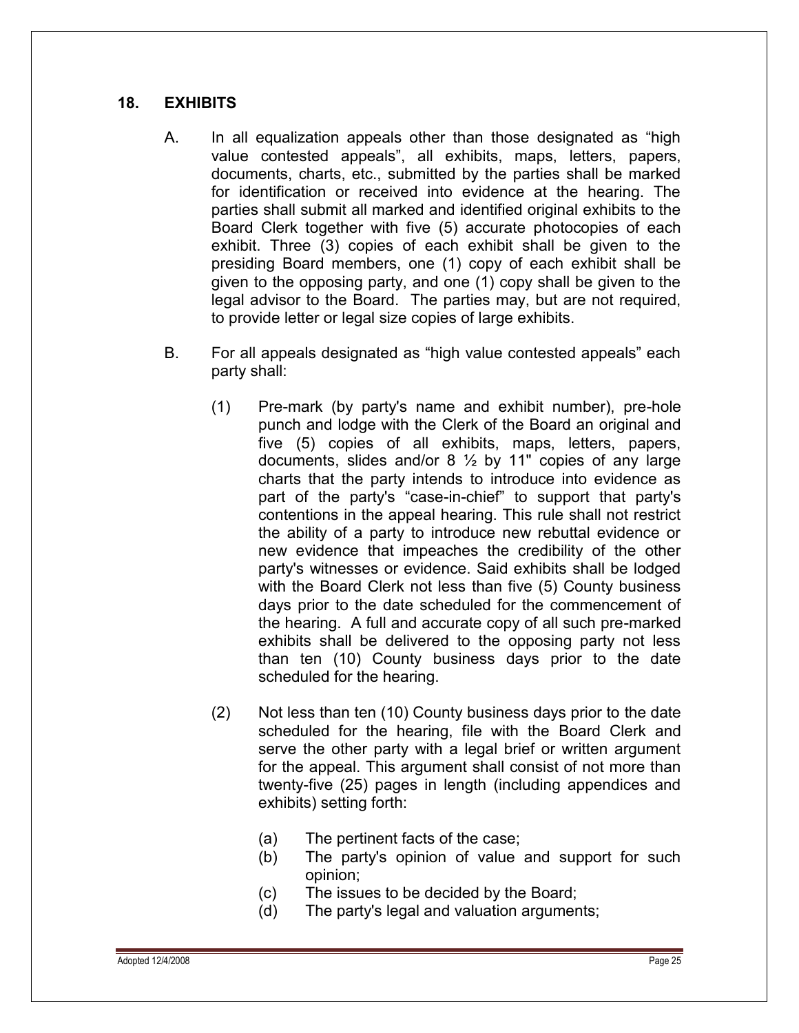## 18. EXHIBITS

A. In all equalization appeals other than those designated as "high value contested appeals", all exhibits, maps, letters, papers, documents, charts, etc., submitted by the parties shall be marked for identification or received into evidence at the hearing. The parties shall submit all marked and identified original exhibits to the Board Clerk together with five (5) accurate photocopies of each exhibit. Three (3) copies of each exhibit shall be given to the presiding Board members, one (1) copy of each exhibit shall be given to the opposing party, and one (1) copy shall be given to the legal advisor to the Board. The parties may, but are not required, to provide letter or legal size copies of large exhibits.

B. For all appeals designated as "high value contested appeals" each party shall:

(1) Pre-mark (by party's name and exhibit number), pre-hole punch and lodge with the Clerk of the Board an original and five (5) copies of all exhibits, maps, letters, papers, documents, slides and/or 8 ½ by 11" copies of any large charts that the party intends to introduce into evidence as part of the party's "case-in-chief" to support that party's contentions in the appeal hearing. This rule shall not restrict the ability of a party to introduce new rebuttal evidence or new evidence that impeaches the credibility of the other party's witnesses or evidence. Said exhibits shall be lodged with the Board Clerk not less than five (5) County business days prior to the date scheduled for the commencement of the hearing. A full and accurate copy of all such pre-marked exhibits shall be delivered to the opposing party not less than ten (10) County business days prior to the date scheduled for the hearing.

(2) Not less than ten (10) County business days prior to the date scheduled for the hearing, file with the Board Clerk and serve the other party with a legal brief or written argument for the appeal. This argument shall consist of not more than twenty-five (25) pages in length (including appendices and exhibits) setting forth:

(a) The pertinent facts of the case;
(b) The party's opinion of value and support for such opinion;
(c) The issues to be decided by the Board;
(d) The party's legal and valuation arguments;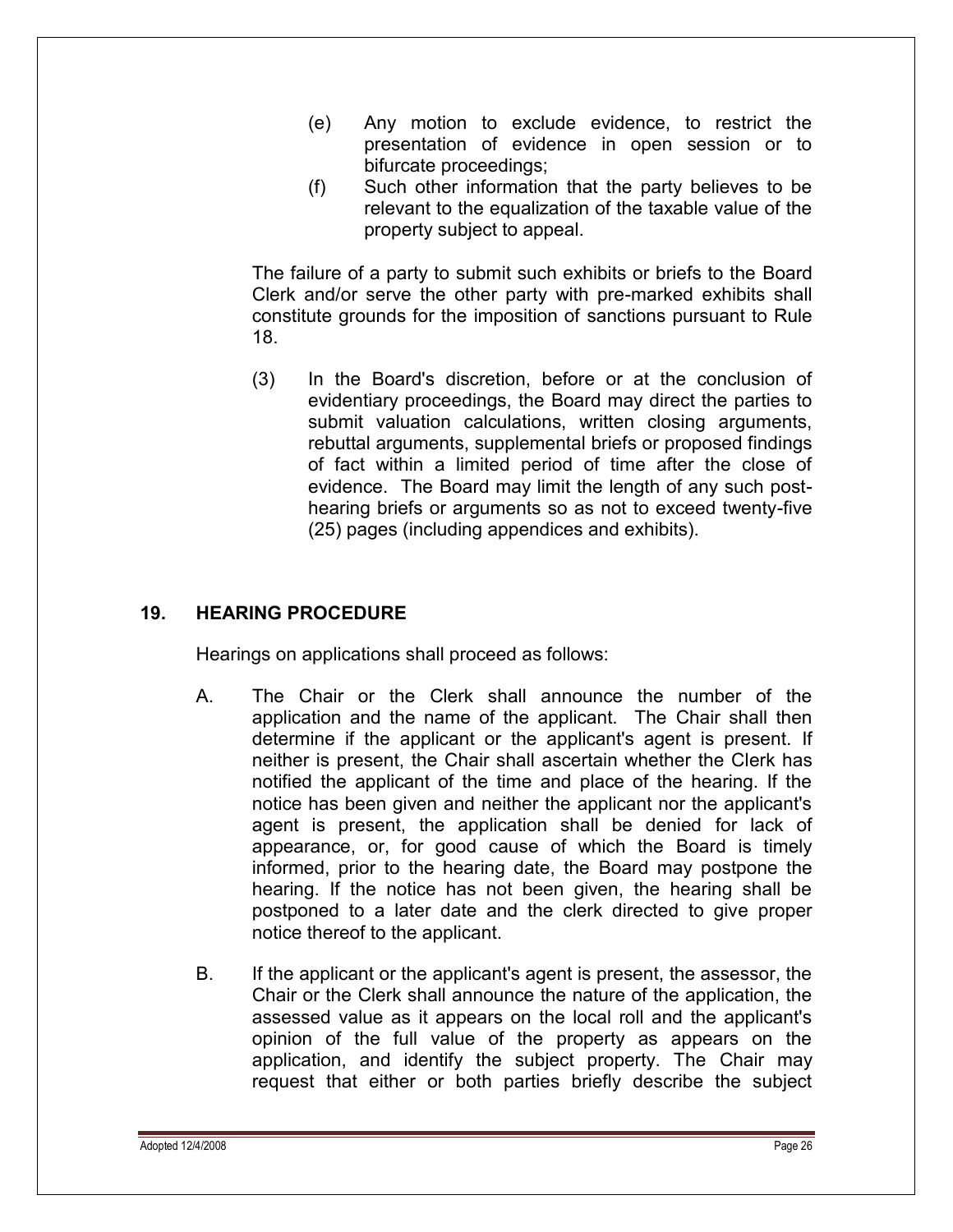(e) Any motion to exclude evidence, to restrict the presentation of evidence in open session or to bifurcate proceedings;

(f) Such other information that the party believes to be relevant to the equalization of the taxable value of the property subject to appeal.

The failure of a party to submit such exhibits or briefs to the Board Clerk and/or serve the other party with pre-marked exhibits shall constitute grounds for the imposition of sanctions pursuant to Rule 18.

(3) In the Board's discretion, before or at the conclusion of evidentiary proceedings, the Board may direct the parties to submit valuation calculations, written closing arguments, rebuttal arguments, supplemental briefs or proposed findings of fact within a limited period of time after the close of evidence. The Board may limit the length of any such post-hearing briefs or arguments so as not to exceed twenty-five (25) pages (including appendices and exhibits).

## 19. HEARING PROCEDURE

Hearings on applications shall proceed as follows:

A. The Chair or the Clerk shall announce the number of the application and the name of the applicant. The Chair shall then determine if the applicant or the applicant's agent is present. If neither is present, the Chair shall ascertain whether the Clerk has notified the applicant of the time and place of the hearing. If the notice has been given and neither the applicant nor the applicant's agent is present, the application shall be denied for lack of appearance, or, for good cause of which the Board is timely informed, prior to the hearing date, the Board may postpone the hearing. If the notice has not been given, the hearing shall be postponed to a later date and the clerk directed to give proper notice thereof to the applicant.

B. If the applicant or the applicant's agent is present, the assessor, the Chair or the Clerk shall announce the nature of the application, the assessed value as it appears on the local roll and the applicant's opinion of the full value of the property as appears on the application, and identify the subject property. The Chair may request that either or both parties briefly describe the subject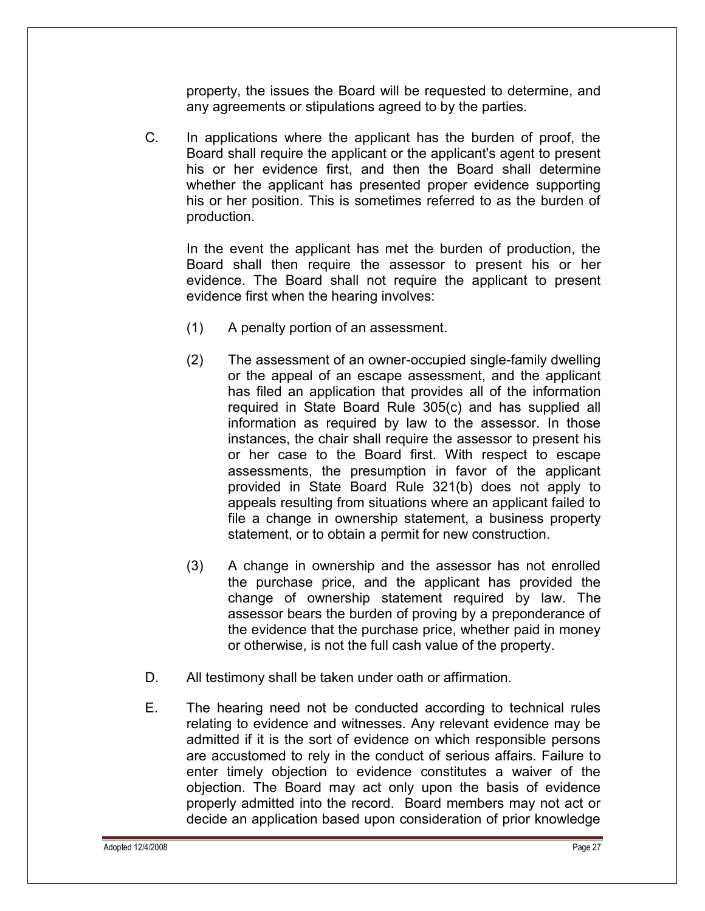property, the issues the Board will be requested to determine, and any agreements or stipulations agreed to by the parties.

C. In applications where the applicant has the burden of proof, the Board shall require the applicant or the applicant's agent to present his or her evidence first, and then the Board shall determine whether the applicant has presented proper evidence supporting his or her position. This is sometimes referred to as the burden of production.

   In the event the applicant has met the burden of production, the Board shall then require the assessor to present his or her evidence. The Board shall not require the applicant to present evidence first when the hearing involves:

   (1) A penalty portion of an assessment.

   (2) The assessment of an owner-occupied single-family dwelling or the appeal of an escape assessment, and the applicant has filed an application that provides all of the information required in State Board Rule 305(c) and has supplied all information as required by law to the assessor. In those instances, the chair shall require the assessor to present his or her case to the Board first. With respect to escape assessments, the presumption in favor of the applicant provided in State Board Rule 321(b) does not apply to appeals resulting from situations where an applicant failed to file a change in ownership statement, a business property statement, or to obtain a permit for new construction.

   (3) A change in ownership and the assessor has not enrolled the purchase price, and the applicant has provided the change of ownership statement required by law. The assessor bears the burden of proving by a preponderance of the evidence that the purchase price, whether paid in money or otherwise, is not the full cash value of the property.

D. All testimony shall be taken under oath or affirmation.

E. The hearing need not be conducted according to technical rules relating to evidence and witnesses. Any relevant evidence may be admitted if it is the sort of evidence on which responsible persons are accustomed to rely in the conduct of serious affairs. Failure to enter timely objection to evidence constitutes a waiver of the objection. The Board may act only upon the basis of evidence properly admitted into the record. Board members may not act or decide an application based upon consideration of prior knowledge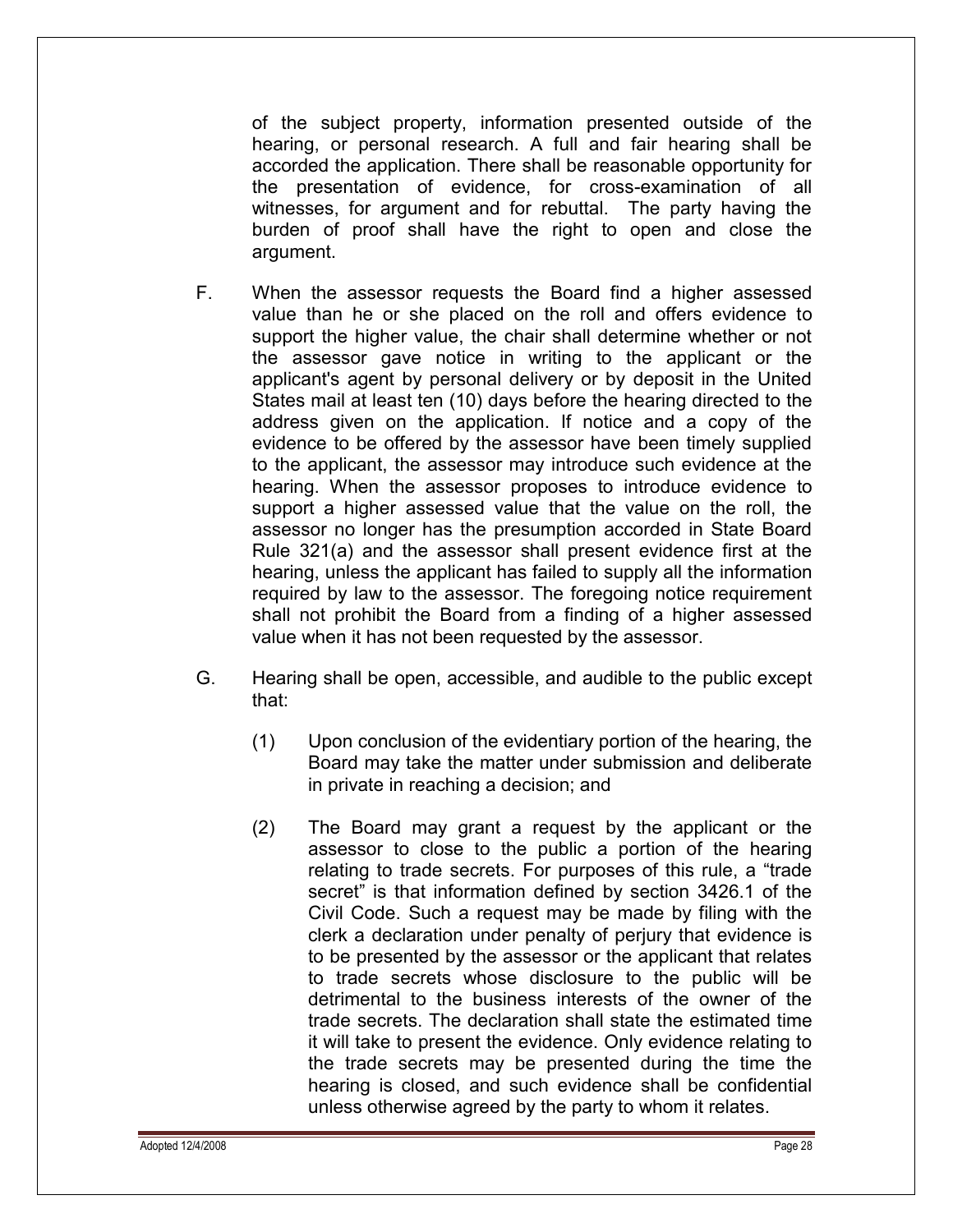of the subject property, information presented outside of the hearing, or personal research. A full and fair hearing shall be accorded the application. There shall be reasonable opportunity for the presentation of evidence, for cross-examination of all witnesses, for argument and for rebuttal. The party having the burden of proof shall have the right to open and close the argument.

F. When the assessor requests the Board find a higher assessed value than he or she placed on the roll and offers evidence to support the higher value, the chair shall determine whether or not the assessor gave notice in writing to the applicant or the applicant's agent by personal delivery or by deposit in the United States mail at least ten (10) days before the hearing directed to the address given on the application. If notice and a copy of the evidence to be offered by the assessor have been timely supplied to the applicant, the assessor may introduce such evidence at the hearing. When the assessor proposes to introduce evidence to support a higher assessed value that the value on the roll, the assessor no longer has the presumption accorded in State Board Rule 321(a) and the assessor shall present evidence first at the hearing, unless the applicant has failed to supply all the information required by law to the assessor. The foregoing notice requirement shall not prohibit the Board from a finding of a higher assessed value when it has not been requested by the assessor.

G. Hearing shall be open, accessible, and audible to the public except that:

   (1) Upon conclusion of the evidentiary portion of the hearing, the Board may take the matter under submission and deliberate in private in reaching a decision; and

   (2) The Board may grant a request by the applicant or the assessor to close to the public a portion of the hearing relating to trade secrets. For purposes of this rule, a "trade secret" is that information defined by section 3426.1 of the Civil Code. Such a request may be made by filing with the clerk a declaration under penalty of perjury that evidence is to be presented by the assessor or the applicant that relates to trade secrets whose disclosure to the public will be detrimental to the business interests of the owner of the trade secrets. The declaration shall state the estimated time it will take to present the evidence. Only evidence relating to the trade secrets may be presented during the time the hearing is closed, and such evidence shall be confidential unless otherwise agreed by the party to whom it relates.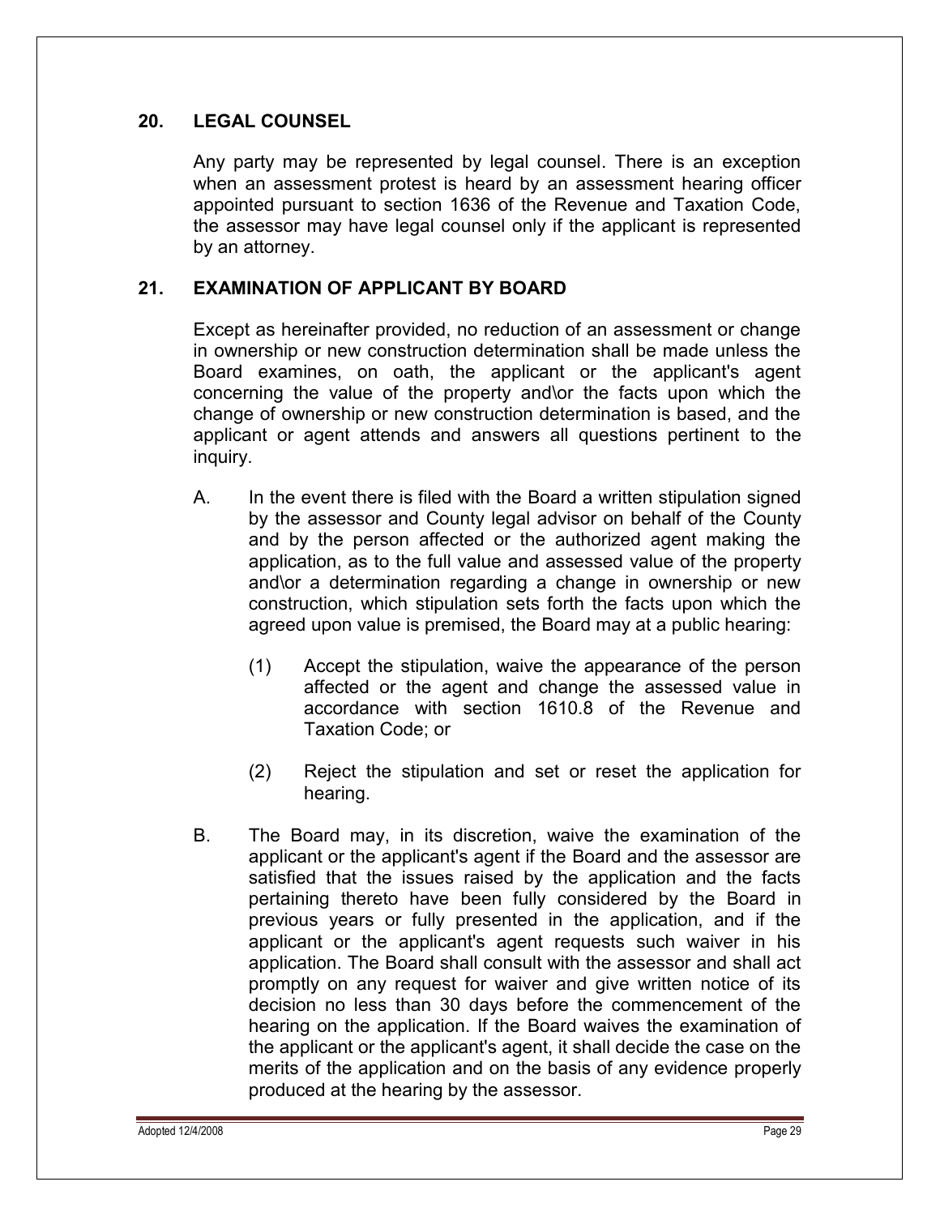## 20. LEGAL COUNSEL

Any party may be represented by legal counsel. There is an exception when an assessment protest is heard by an assessment hearing officer appointed pursuant to section 1636 of the Revenue and Taxation Code, the assessor may have legal counsel only if the applicant is represented by an attorney.

## 21. EXAMINATION OF APPLICANT BY BOARD

Except as hereinafter provided, no reduction of an assessment or change in ownership or new construction determination shall be made unless the Board examines, on oath, the applicant or the applicant's agent concerning the value of the property and\or the facts upon which the change of ownership or new construction determination is based, and the applicant or agent attends and answers all questions pertinent to the inquiry.

A. In the event there is filed with the Board a written stipulation signed by the assessor and County legal advisor on behalf of the County and by the person affected or the authorized agent making the application, as to the full value and assessed value of the property and\or a determination regarding a change in ownership or new construction, which stipulation sets forth the facts upon which the agreed upon value is premised, the Board may at a public hearing:

   (1) Accept the stipulation, waive the appearance of the person affected or the agent and change the assessed value in accordance with section 1610.8 of the Revenue and Taxation Code; or

   (2) Reject the stipulation and set or reset the application for hearing.

B. The Board may, in its discretion, waive the examination of the applicant or the applicant's agent if the Board and the assessor are satisfied that the issues raised by the application and the facts pertaining thereto have been fully considered by the Board in previous years or fully presented in the application, and if the applicant or the applicant's agent requests such waiver in his application. The Board shall consult with the assessor and shall act promptly on any request for waiver and give written notice of its decision no less than 30 days before the commencement of the hearing on the application. If the Board waives the examination of the applicant or the applicant's agent, it shall decide the case on the merits of the application and on the basis of any evidence properly produced at the hearing by the assessor.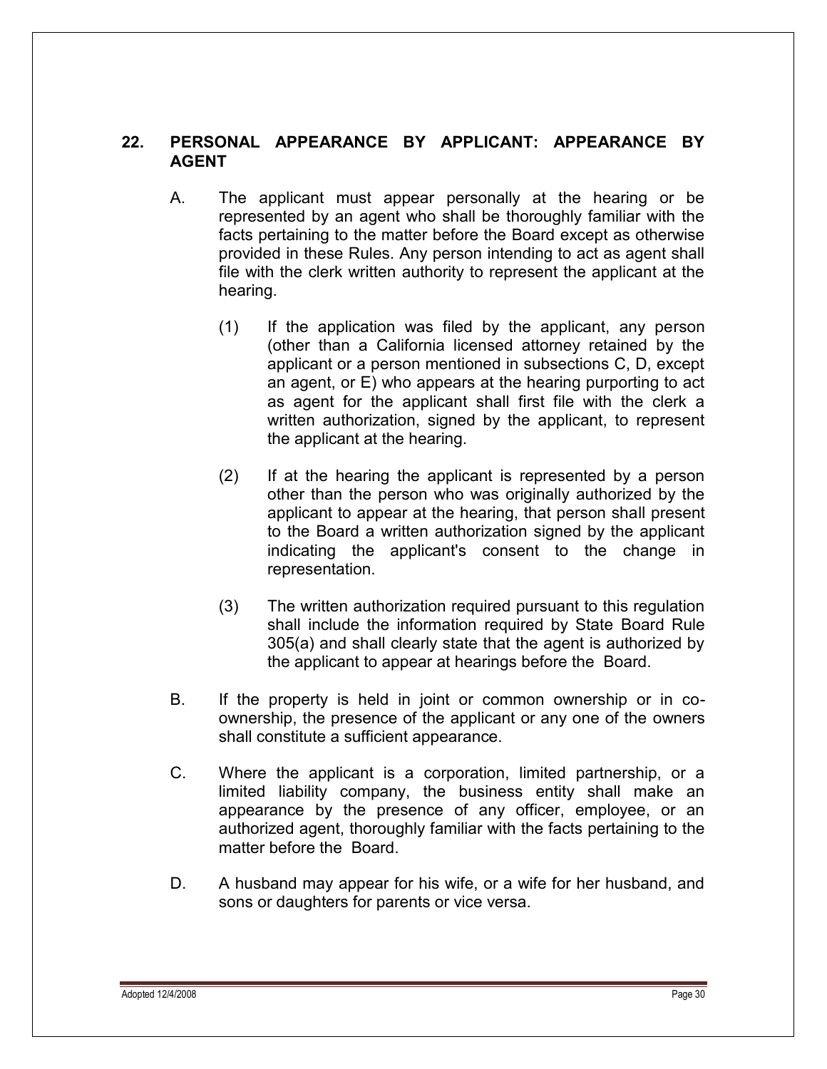## 22. PERSONAL APPEARANCE BY APPLICANT: APPEARANCE BY AGENT

A. The applicant must appear personally at the hearing or be represented by an agent who shall be thoroughly familiar with the facts pertaining to the matter before the Board except as otherwise provided in these Rules. Any person intending to act as agent shall file with the clerk written authority to represent the applicant at the hearing.

(1) If the application was filed by the applicant, any person (other than a California licensed attorney retained by the applicant or a person mentioned in subsections C, D, except an agent, or E) who appears at the hearing purporting to act as agent for the applicant shall first file with the clerk a written authorization, signed by the applicant, to represent the applicant at the hearing.

(2) If at the hearing the applicant is represented by a person other than the person who was originally authorized by the applicant to appear at the hearing, that person shall present to the Board a written authorization signed by the applicant indicating the applicant's consent to the change in representation.

(3) The written authorization required pursuant to this regulation shall include the information required by State Board Rule 305(a) and shall clearly state that the agent is authorized by the applicant to appear at hearings before the Board.

B. If the property is held in joint or common ownership or in co-ownership, the presence of the applicant or any one of the owners shall constitute a sufficient appearance.

C. Where the applicant is a corporation, limited partnership, or a limited liability company, the business entity shall make an appearance by the presence of any officer, employee, or an authorized agent, thoroughly familiar with the facts pertaining to the matter before the Board.

D. A husband may appear for his wife, or a wife for her husband, and sons or daughters for parents or vice versa.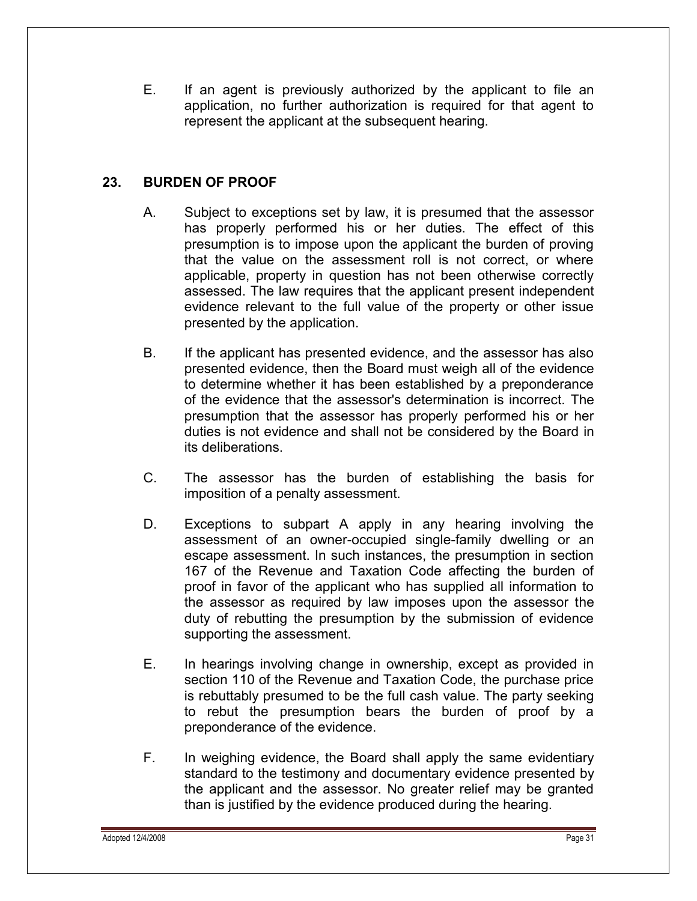E. If an agent is previously authorized by the applicant to file an application, no further authorization is required for that agent to represent the applicant at the subsequent hearing.

## 23. BURDEN OF PROOF

A. Subject to exceptions set by law, it is presumed that the assessor has properly performed his or her duties. The effect of this presumption is to impose upon the applicant the burden of proving that the value on the assessment roll is not correct, or where applicable, property in question has not been otherwise correctly assessed. The law requires that the applicant present independent evidence relevant to the full value of the property or other issue presented by the application.

B. If the applicant has presented evidence, and the assessor has also presented evidence, then the Board must weigh all of the evidence to determine whether it has been established by a preponderance of the evidence that the assessor's determination is incorrect. The presumption that the assessor has properly performed his or her duties is not evidence and shall not be considered by the Board in its deliberations.

C. The assessor has the burden of establishing the basis for imposition of a penalty assessment.

D. Exceptions to subpart A apply in any hearing involving the assessment of an owner-occupied single-family dwelling or an escape assessment. In such instances, the presumption in section 167 of the Revenue and Taxation Code affecting the burden of proof in favor of the applicant who has supplied all information to the assessor as required by law imposes upon the assessor the duty of rebutting the presumption by the submission of evidence supporting the assessment.

E. In hearings involving change in ownership, except as provided in section 110 of the Revenue and Taxation Code, the purchase price is rebuttably presumed to be the full cash value. The party seeking to rebut the presumption bears the burden of proof by a preponderance of the evidence.

F. In weighing evidence, the Board shall apply the same evidentiary standard to the testimony and documentary evidence presented by the applicant and the assessor. No greater relief may be granted than is justified by the evidence produced during the hearing.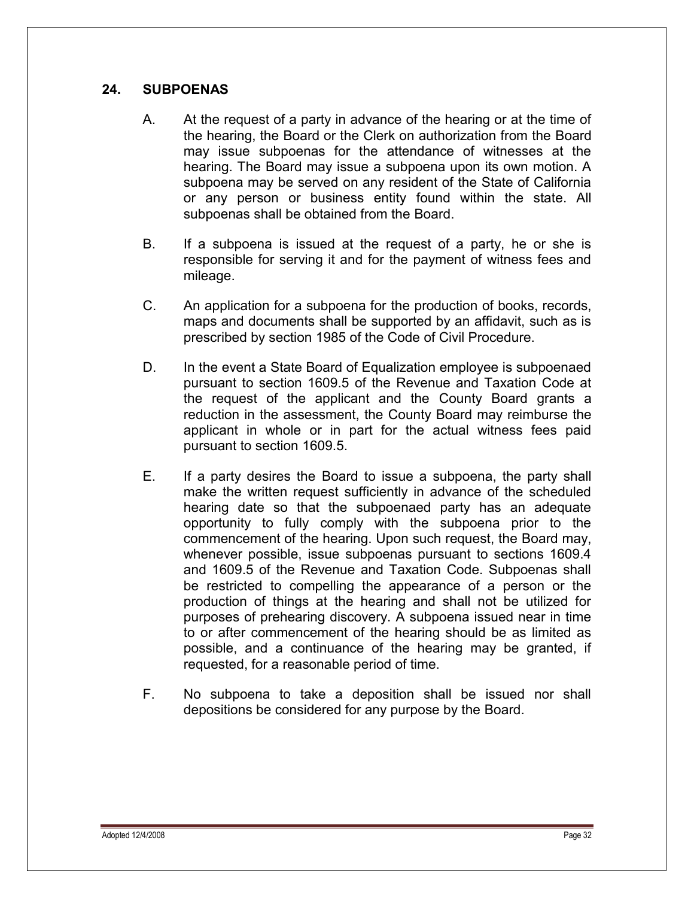## 24. SUBPOENAS

A. At the request of a party in advance of the hearing or at the time of the hearing, the Board or the Clerk on authorization from the Board may issue subpoenas for the attendance of witnesses at the hearing. The Board may issue a subpoena upon its own motion. A subpoena may be served on any resident of the State of California or any person or business entity found within the state. All subpoenas shall be obtained from the Board.

B. If a subpoena is issued at the request of a party, he or she is responsible for serving it and for the payment of witness fees and mileage.

C. An application for a subpoena for the production of books, records, maps and documents shall be supported by an affidavit, such as is prescribed by section 1985 of the Code of Civil Procedure.

D. In the event a State Board of Equalization employee is subpoenaed pursuant to section 1609.5 of the Revenue and Taxation Code at the request of the applicant and the County Board grants a reduction in the assessment, the County Board may reimburse the applicant in whole or in part for the actual witness fees paid pursuant to section 1609.5.

E. If a party desires the Board to issue a subpoena, the party shall make the written request sufficiently in advance of the scheduled hearing date so that the subpoenaed party has an adequate opportunity to fully comply with the subpoena prior to the commencement of the hearing. Upon such request, the Board may, whenever possible, issue subpoenas pursuant to sections 1609.4 and 1609.5 of the Revenue and Taxation Code. Subpoenas shall be restricted to compelling the appearance of a person or the production of things at the hearing and shall not be utilized for purposes of prehearing discovery. A subpoena issued near in time to or after commencement of the hearing should be as limited as possible, and a continuance of the hearing may be granted, if requested, for a reasonable period of time.

F. No subpoena to take a deposition shall be issued nor shall depositions be considered for any purpose by the Board.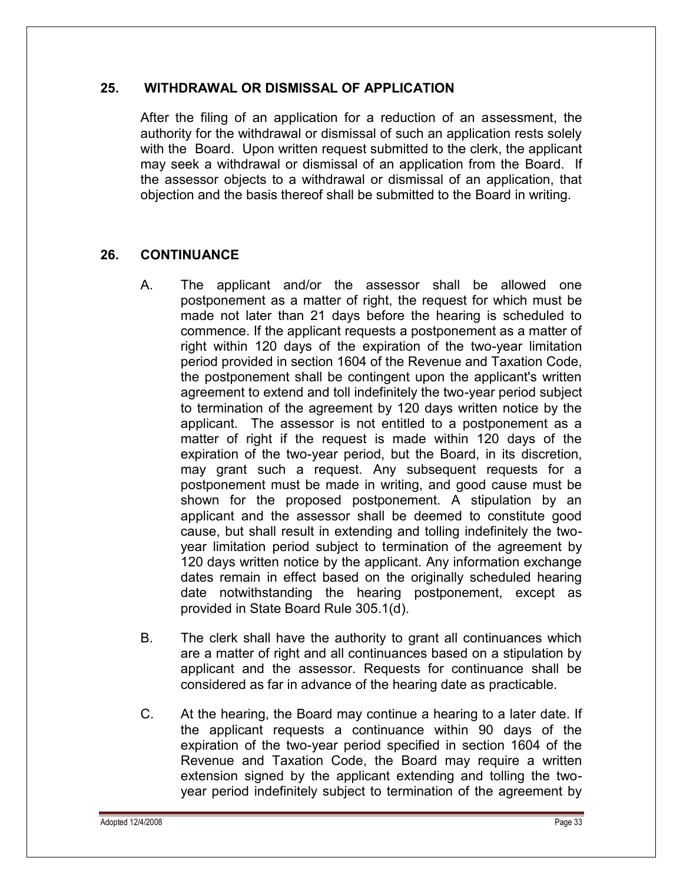## 25. WITHDRAWAL OR DISMISSAL OF APPLICATION

After the filing of an application for a reduction of an assessment, the authority for the withdrawal or dismissal of such an application rests solely with the Board. Upon written request submitted to the clerk, the applicant may seek a withdrawal or dismissal of an application from the Board. If the assessor objects to a withdrawal or dismissal of an application, that objection and the basis thereof shall be submitted to the Board in writing.

## 26. CONTINUANCE

A. The applicant and/or the assessor shall be allowed one postponement as a matter of right, the request for which must be made not later than 21 days before the hearing is scheduled to commence. If the applicant requests a postponement as a matter of right within 120 days of the expiration of the two-year limitation period provided in section 1604 of the Revenue and Taxation Code, the postponement shall be contingent upon the applicant's written agreement to extend and toll indefinitely the two-year period subject to termination of the agreement by 120 days written notice by the applicant. The assessor is not entitled to a postponement as a matter of right if the request is made within 120 days of the expiration of the two-year period, but the Board, in its discretion, may grant such a request. Any subsequent requests for a postponement must be made in writing, and good cause must be shown for the proposed postponement. A stipulation by an applicant and the assessor shall be deemed to constitute good cause, but shall result in extending and tolling indefinitely the two-year limitation period subject to termination of the agreement by 120 days written notice by the applicant. Any information exchange dates remain in effect based on the originally scheduled hearing date notwithstanding the hearing postponement, except as provided in State Board Rule 305.1(d).

B. The clerk shall have the authority to grant all continuances which are a matter of right and all continuances based on a stipulation by applicant and the assessor. Requests for continuance shall be considered as far in advance of the hearing date as practicable.

C. At the hearing, the Board may continue a hearing to a later date. If the applicant requests a continuance within 90 days of the expiration of the two-year period specified in section 1604 of the Revenue and Taxation Code, the Board may require a written extension signed by the applicant extending and tolling the two-year period indefinitely subject to termination of the agreement by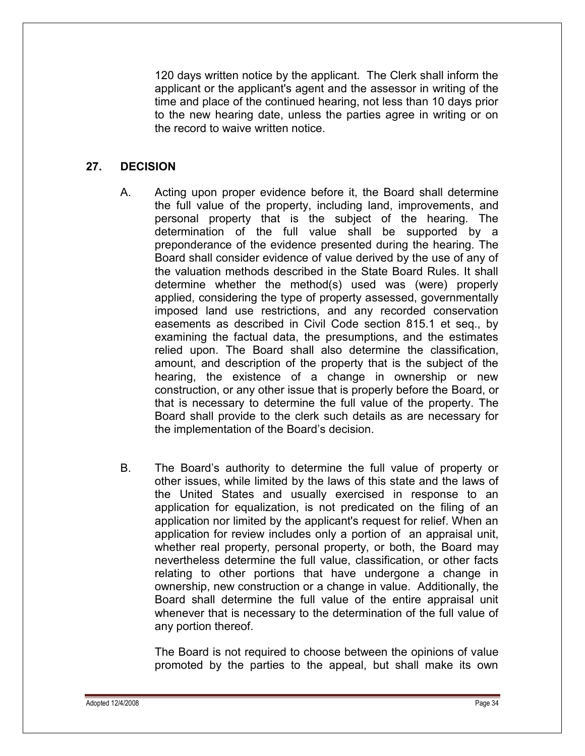120 days written notice by the applicant. The Clerk shall inform the applicant or the applicant's agent and the assessor in writing of the time and place of the continued hearing, not less than 10 days prior to the new hearing date, unless the parties agree in writing or on the record to waive written notice.

## 27. DECISION

A. Acting upon proper evidence before it, the Board shall determine the full value of the property, including land, improvements, and personal property that is the subject of the hearing. The determination of the full value shall be supported by a preponderance of the evidence presented during the hearing. The Board shall consider evidence of value derived by the use of any of the valuation methods described in the State Board Rules. It shall determine whether the method(s) used was (were) properly applied, considering the type of property assessed, governmentally imposed land use restrictions, and any recorded conservation easements as described in Civil Code section 815.1 et seq., by examining the factual data, the presumptions, and the estimates relied upon. The Board shall also determine the classification, amount, and description of the property that is the subject of the hearing, the existence of a change in ownership or new construction, or any other issue that is properly before the Board, or that is necessary to determine the full value of the property. The Board shall provide to the clerk such details as are necessary for the implementation of the Board's decision.

B. The Board's authority to determine the full value of property or other issues, while limited by the laws of this state and the laws of the United States and usually exercised in response to an application for equalization, is not predicated on the filing of an application nor limited by the applicant's request for relief. When an application for review includes only a portion of an appraisal unit, whether real property, personal property, or both, the Board may nevertheless determine the full value, classification, or other facts relating to other portions that have undergone a change in ownership, new construction or a change in value. Additionally, the Board shall determine the full value of the entire appraisal unit whenever that is necessary to the determination of the full value of any portion thereof.

The Board is not required to choose between the opinions of value promoted by the parties to the appeal, but shall make its own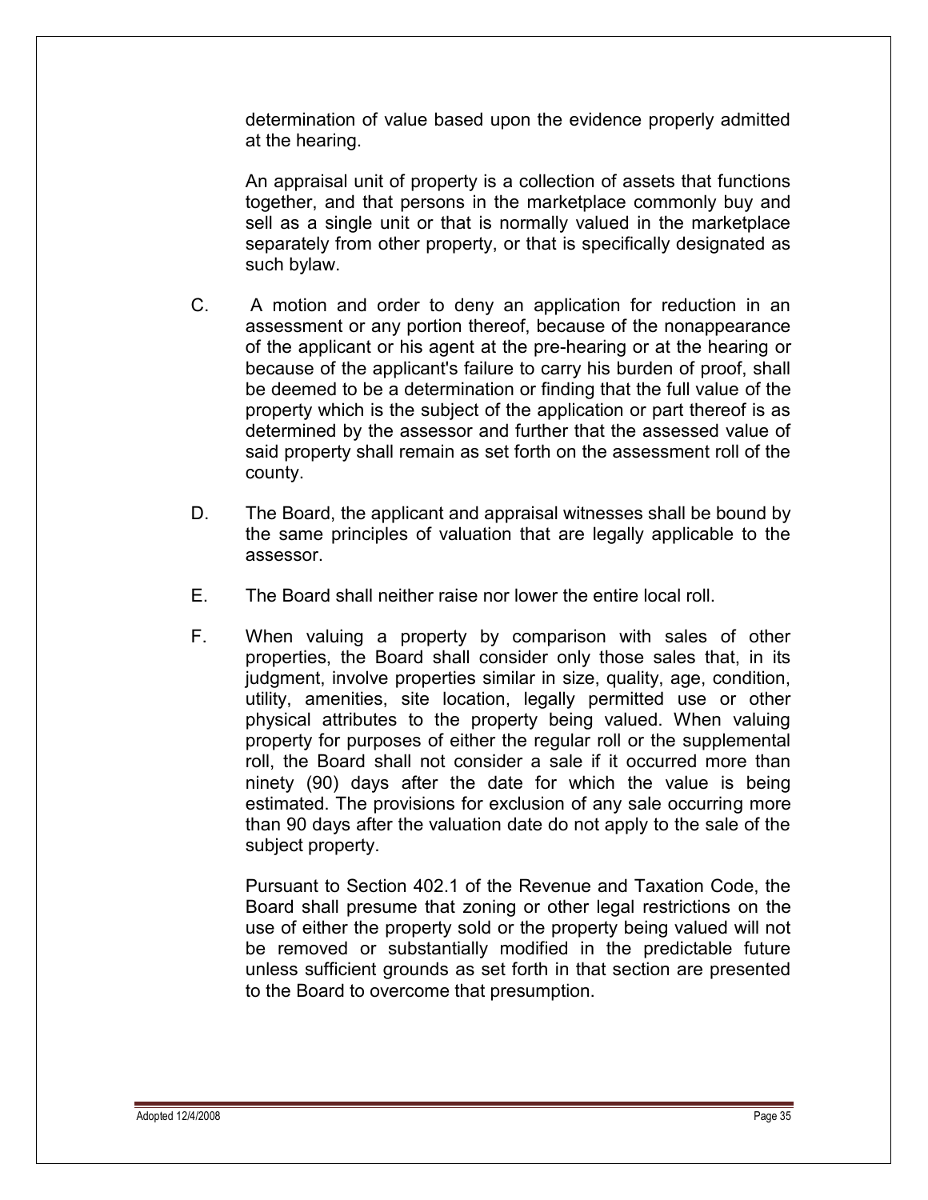determination of value based upon the evidence properly admitted at the hearing.

An appraisal unit of property is a collection of assets that functions together, and that persons in the marketplace commonly buy and sell as a single unit or that is normally valued in the marketplace separately from other property, or that is specifically designated as such bylaw.

C. A motion and order to deny an application for reduction in an assessment or any portion thereof, because of the nonappearance of the applicant or his agent at the pre-hearing or at the hearing or because of the applicant's failure to carry his burden of proof, shall be deemed to be a determination or finding that the full value of the property which is the subject of the application or part thereof is as determined by the assessor and further that the assessed value of said property shall remain as set forth on the assessment roll of the county.

D. The Board, the applicant and appraisal witnesses shall be bound by the same principles of valuation that are legally applicable to the assessor.

E. The Board shall neither raise nor lower the entire local roll.

F. When valuing a property by comparison with sales of other properties, the Board shall consider only those sales that, in its judgment, involve properties similar in size, quality, age, condition, utility, amenities, site location, legally permitted use or other physical attributes to the property being valued. When valuing property for purposes of either the regular roll or the supplemental roll, the Board shall not consider a sale if it occurred more than ninety (90) days after the date for which the value is being estimated. The provisions for exclusion of any sale occurring more than 90 days after the valuation date do not apply to the sale of the subject property.

Pursuant to Section 402.1 of the Revenue and Taxation Code, the Board shall presume that zoning or other legal restrictions on the use of either the property sold or the property being valued will not be removed or substantially modified in the predictable future unless sufficient grounds as set forth in that section are presented to the Board to overcome that presumption.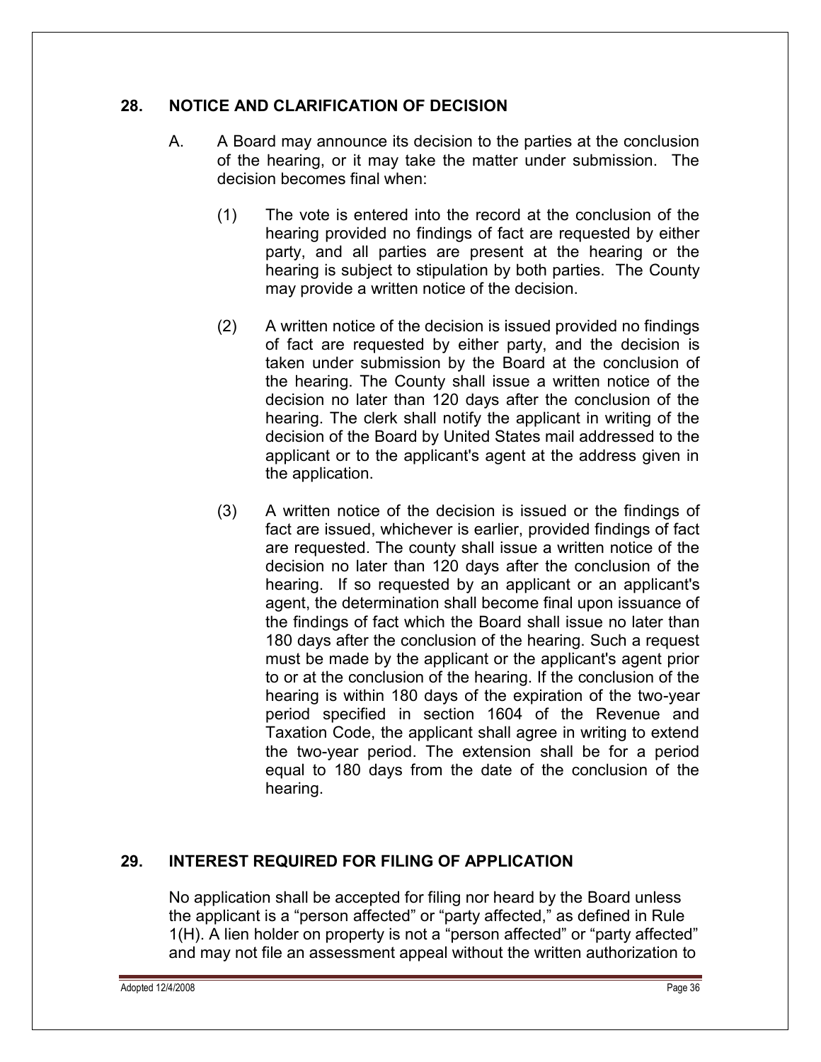## 28. NOTICE AND CLARIFICATION OF DECISION

A. A Board may announce its decision to the parties at the conclusion of the hearing, or it may take the matter under submission. The decision becomes final when:

(1) The vote is entered into the record at the conclusion of the hearing provided no findings of fact are requested by either party, and all parties are present at the hearing or the hearing is subject to stipulation by both parties. The County may provide a written notice of the decision.

(2) A written notice of the decision is issued provided no findings of fact are requested by either party, and the decision is taken under submission by the Board at the conclusion of the hearing. The County shall issue a written notice of the decision no later than 120 days after the conclusion of the hearing. The clerk shall notify the applicant in writing of the decision of the Board by United States mail addressed to the applicant or to the applicant's agent at the address given in the application.

(3) A written notice of the decision is issued or the findings of fact are issued, whichever is earlier, provided findings of fact are requested. The county shall issue a written notice of the decision no later than 120 days after the conclusion of the hearing. If so requested by an applicant or an applicant's agent, the determination shall become final upon issuance of the findings of fact which the Board shall issue no later than 180 days after the conclusion of the hearing. Such a request must be made by the applicant or the applicant's agent prior to or at the conclusion of the hearing. If the conclusion of the hearing is within 180 days of the expiration of the two-year period specified in section 1604 of the Revenue and Taxation Code, the applicant shall agree in writing to extend the two-year period. The extension shall be for a period equal to 180 days from the date of the conclusion of the hearing.

## 29. INTEREST REQUIRED FOR FILING OF APPLICATION

No application shall be accepted for filing nor heard by the Board unless the applicant is a "person affected" or "party affected," as defined in Rule 1(H). A lien holder on property is not a "person affected" or "party affected" and may not file an assessment appeal without the written authorization to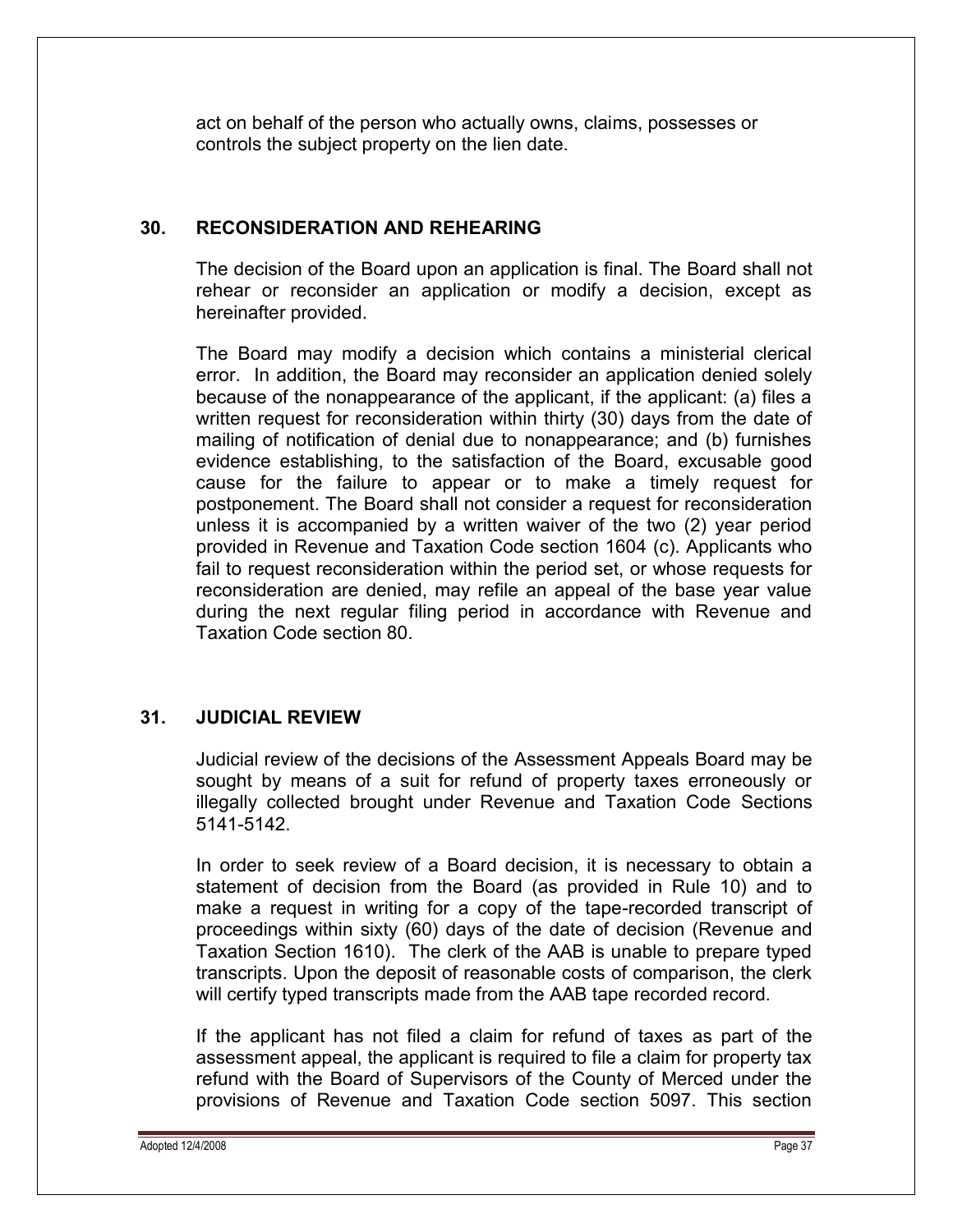act on behalf of the person who actually owns, claims, possesses or controls the subject property on the lien date.

## 30. RECONSIDERATION AND REHEARING

The decision of the Board upon an application is final. The Board shall not rehear or reconsider an application or modify a decision, except as hereinafter provided.

The Board may modify a decision which contains a ministerial clerical error. In addition, the Board may reconsider an application denied solely because of the nonappearance of the applicant, if the applicant: (a) files a written request for reconsideration within thirty (30) days from the date of mailing of notification of denial due to nonappearance; and (b) furnishes evidence establishing, to the satisfaction of the Board, excusable good cause for the failure to appear or to make a timely request for postponement. The Board shall not consider a request for reconsideration unless it is accompanied by a written waiver of the two (2) year period provided in Revenue and Taxation Code section 1604 (c). Applicants who fail to request reconsideration within the period set, or whose requests for reconsideration are denied, may refile an appeal of the base year value during the next regular filing period in accordance with Revenue and Taxation Code section 80.

## 31. JUDICIAL REVIEW

Judicial review of the decisions of the Assessment Appeals Board may be sought by means of a suit for refund of property taxes erroneously or illegally collected brought under Revenue and Taxation Code Sections 5141-5142.

In order to seek review of a Board decision, it is necessary to obtain a statement of decision from the Board (as provided in Rule 10) and to make a request in writing for a copy of the tape-recorded transcript of proceedings within sixty (60) days of the date of decision (Revenue and Taxation Section 1610). The clerk of the AAB is unable to prepare typed transcripts. Upon the deposit of reasonable costs of comparison, the clerk will certify typed transcripts made from the AAB tape recorded record.

If the applicant has not filed a claim for refund of taxes as part of the assessment appeal, the applicant is required to file a claim for property tax refund with the Board of Supervisors of the County of Merced under the provisions of Revenue and Taxation Code section 5097. This section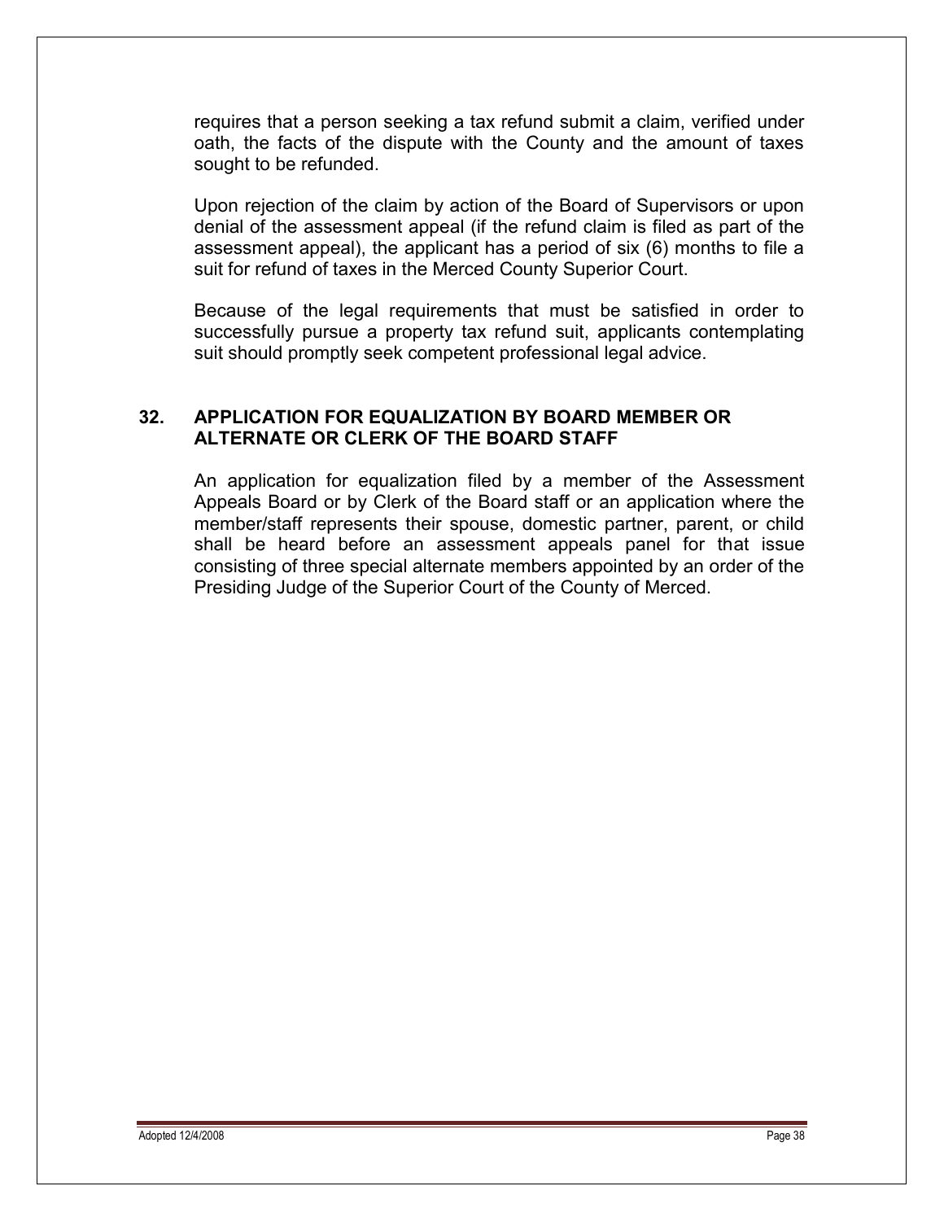requires that a person seeking a tax refund submit a claim, verified under oath, the facts of the dispute with the County and the amount of taxes sought to be refunded.

Upon rejection of the claim by action of the Board of Supervisors or upon denial of the assessment appeal (if the refund claim is filed as part of the assessment appeal), the applicant has a period of six (6) months to file a suit for refund of taxes in the Merced County Superior Court.

Because of the legal requirements that must be satisfied in order to successfully pursue a property tax refund suit, applicants contemplating suit should promptly seek competent professional legal advice.

## 32. APPLICATION FOR EQUALIZATION BY BOARD MEMBER OR ALTERNATE OR CLERK OF THE BOARD STAFF

An application for equalization filed by a member of the Assessment Appeals Board or by Clerk of the Board staff or an application where the member/staff represents their spouse, domestic partner, parent, or child shall be heard before an assessment appeals panel for that issue consisting of three special alternate members appointed by an order of the Presiding Judge of the Superior Court of the County of Merced.